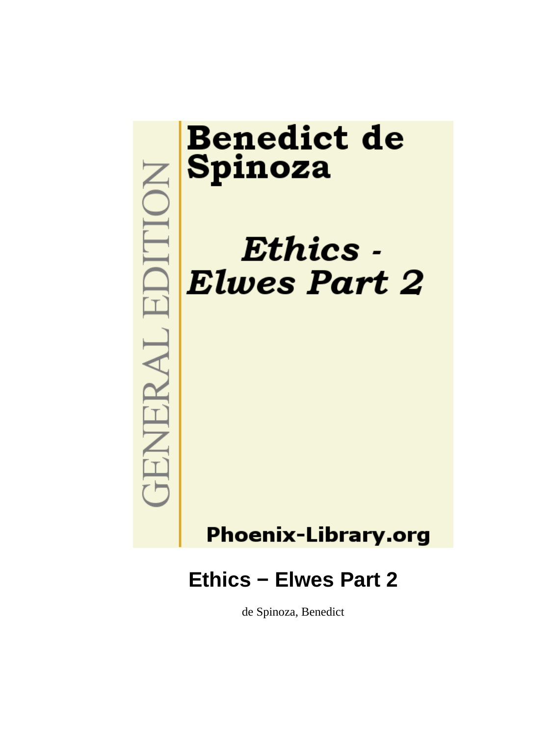Benedict de Spinoza

*Ethics - Elwes Part 2*

GENERAL EDITION

Phoenix-Library.org

# Ethics − Elwes Part 2

de Spinoza, Benedict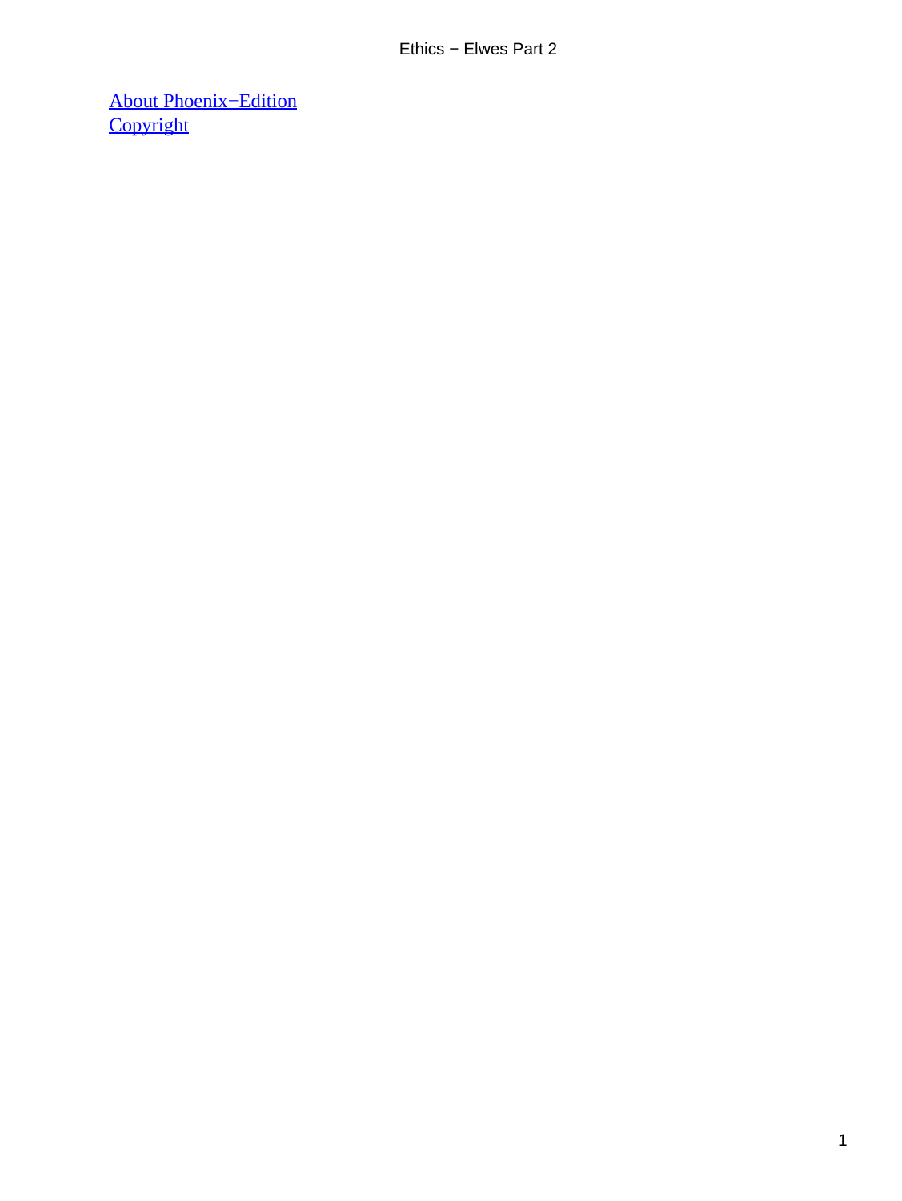[About Phoenix−Edition](#)
[Copyright](#)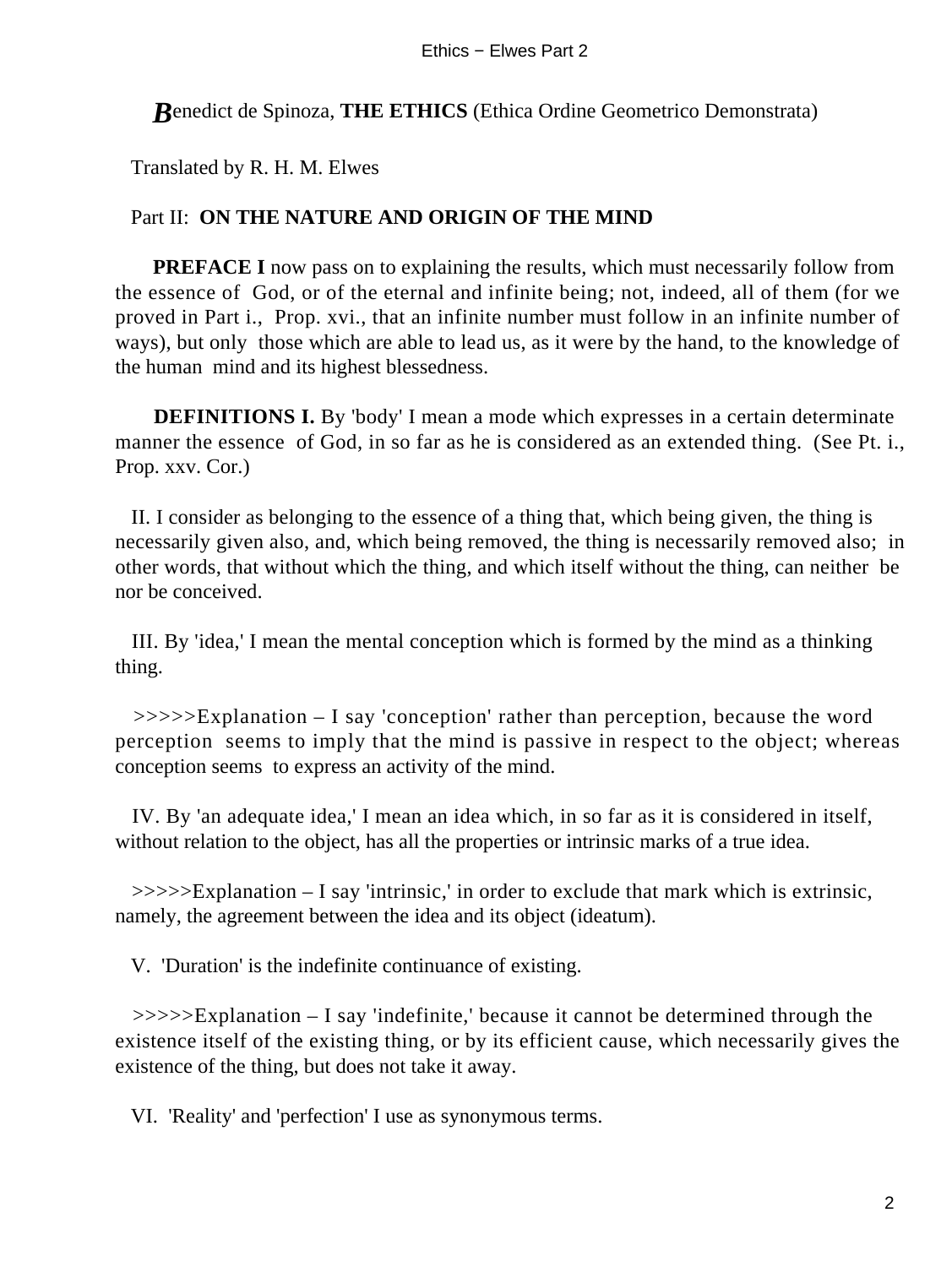**B**enedict de Spinoza, **THE ETHICS** (Ethica Ordine Geometrico Demonstrata)

Translated by R. H. M. Elwes

Part II: **ON THE NATURE AND ORIGIN OF THE MIND**

**PREFACE I** now pass on to explaining the results, which must necessarily follow from the essence of God, or of the eternal and infinite being; not, indeed, all of them (for we proved in Part i., Prop. xvi., that an infinite number must follow in an infinite number of ways), but only those which are able to lead us, as it were by the hand, to the knowledge of the human mind and its highest blessedness.

**DEFINITIONS I.** By 'body' I mean a mode which expresses in a certain determinate manner the essence of God, in so far as he is considered as an extended thing. (See Pt. i., Prop. xxv. Cor.)

II. I consider as belonging to the essence of a thing that, which being given, the thing is necessarily given also, and, which being removed, the thing is necessarily removed also; in other words, that without which the thing, and which itself without the thing, can neither be nor be conceived.

III. By 'idea,' I mean the mental conception which is formed by the mind as a thinking thing.

>>>>>Explanation – I say 'conception' rather than perception, because the word perception seems to imply that the mind is passive in respect to the object; whereas conception seems to express an activity of the mind.

IV. By 'an adequate idea,' I mean an idea which, in so far as it is considered in itself, without relation to the object, has all the properties or intrinsic marks of a true idea.

>>>>>Explanation – I say 'intrinsic,' in order to exclude that mark which is extrinsic, namely, the agreement between the idea and its object (ideatum).

V. 'Duration' is the indefinite continuance of existing.

>>>>>Explanation – I say 'indefinite,' because it cannot be determined through the existence itself of the existing thing, or by its efficient cause, which necessarily gives the existence of the thing, but does not take it away.

VI. 'Reality' and 'perfection' I use as synonymous terms.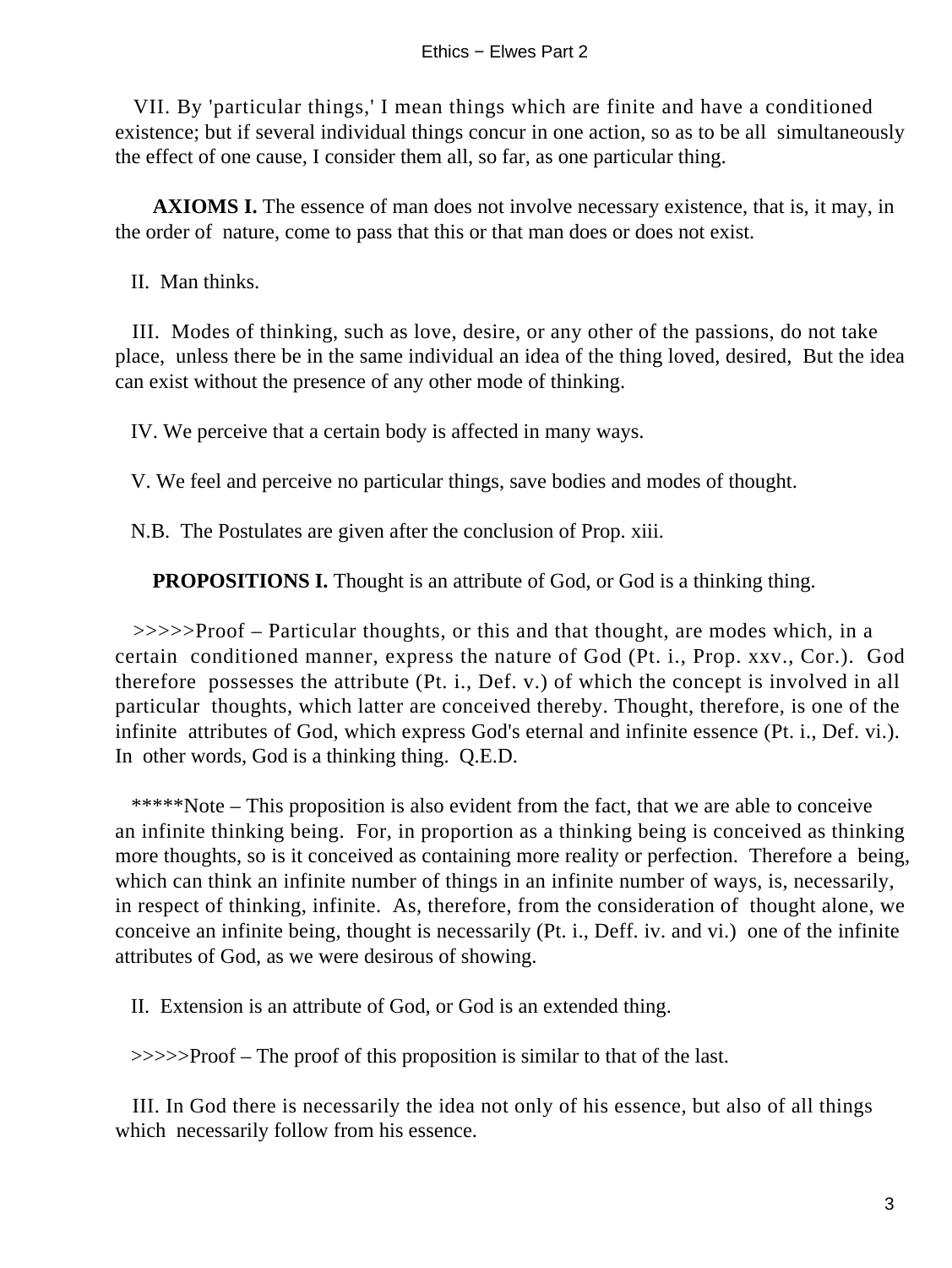VII. By 'particular things,' I mean things which are finite and have a conditioned existence; but if several individual things concur in one action, so as to be all simultaneously the effect of one cause, I consider them all, so far, as one particular thing.

**AXIOMS I.** The essence of man does not involve necessary existence, that is, it may, in the order of nature, come to pass that this or that man does or does not exist.

II. Man thinks.

III. Modes of thinking, such as love, desire, or any other of the passions, do not take place, unless there be in the same individual an idea of the thing loved, desired, But the idea can exist without the presence of any other mode of thinking.

IV. We perceive that a certain body is affected in many ways.

V. We feel and perceive no particular things, save bodies and modes of thought.

N.B. The Postulates are given after the conclusion of Prop. xiii.

**PROPOSITIONS I.** Thought is an attribute of God, or God is a thinking thing.

>>>>>Proof – Particular thoughts, or this and that thought, are modes which, in a certain conditioned manner, express the nature of God (Pt. i., Prop. xxv., Cor.). God therefore possesses the attribute (Pt. i., Def. v.) of which the concept is involved in all particular thoughts, which latter are conceived thereby. Thought, therefore, is one of the infinite attributes of God, which express God's eternal and infinite essence (Pt. i., Def. vi.). In other words, God is a thinking thing. Q.E.D.

*****Note – This proposition is also evident from the fact, that we are able to conceive an infinite thinking being. For, in proportion as a thinking being is conceived as thinking more thoughts, so is it conceived as containing more reality or perfection. Therefore a being, which can think an infinite number of things in an infinite number of ways, is, necessarily, in respect of thinking, infinite. As, therefore, from the consideration of thought alone, we conceive an infinite being, thought is necessarily (Pt. i., Deff. iv. and vi.) one of the infinite attributes of God, as we were desirous of showing.

II. Extension is an attribute of God, or God is an extended thing.

>>>>>Proof – The proof of this proposition is similar to that of the last.

III. In God there is necessarily the idea not only of his essence, but also of all things which necessarily follow from his essence.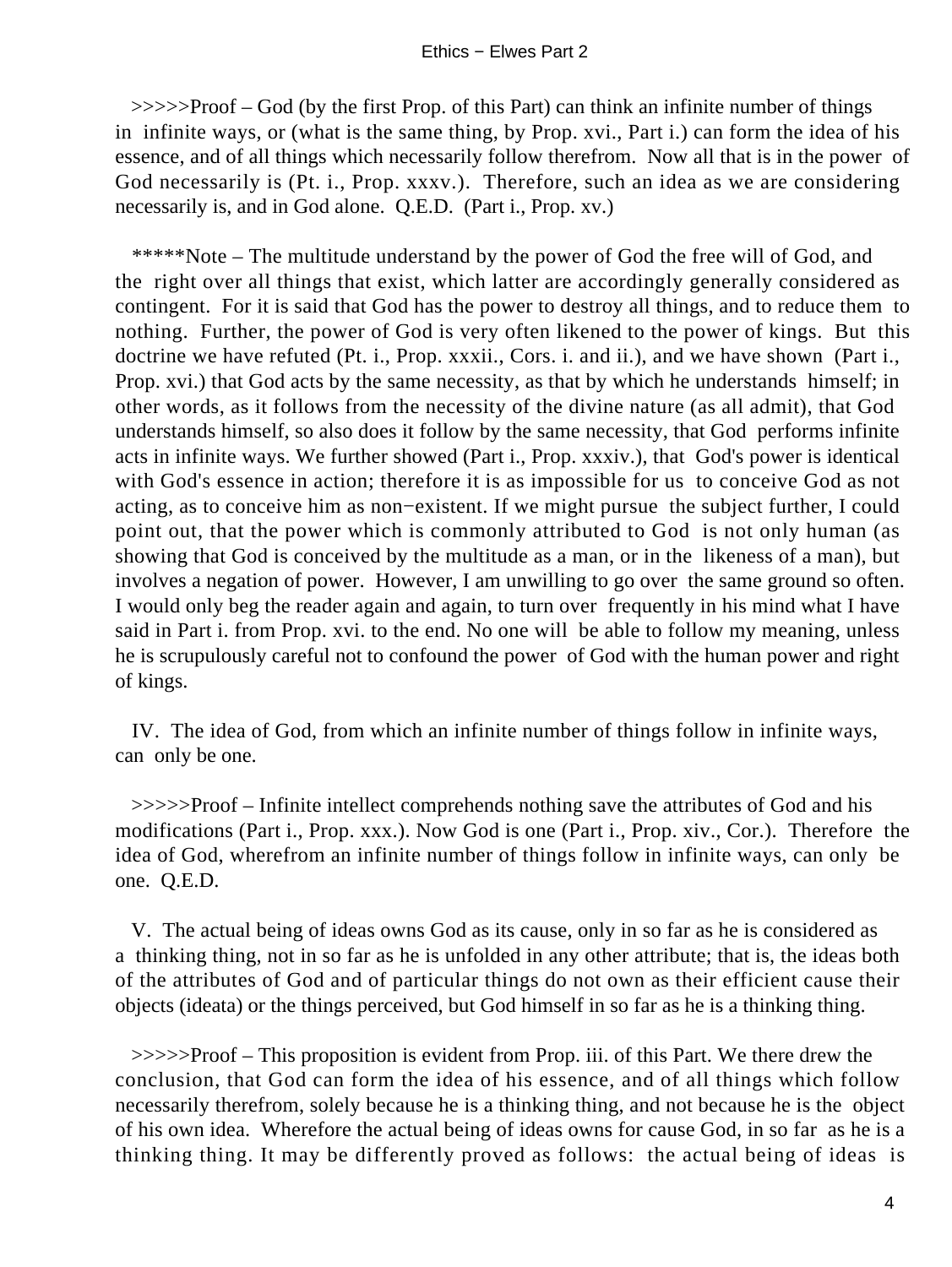>>>>>Proof – God (by the first Prop. of this Part) can think an infinite number of things in infinite ways, or (what is the same thing, by Prop. xvi., Part i.) can form the idea of his essence, and of all things which necessarily follow therefrom. Now all that is in the power of God necessarily is (Pt. i., Prop. xxxv.). Therefore, such an idea as we are considering necessarily is, and in God alone. Q.E.D. (Part i., Prop. xv.)

*****Note – The multitude understand by the power of God the free will of God, and the right over all things that exist, which latter are accordingly generally considered as contingent. For it is said that God has the power to destroy all things, and to reduce them to nothing. Further, the power of God is very often likened to the power of kings. But this doctrine we have refuted (Pt. i., Prop. xxxii., Cors. i. and ii.), and we have shown (Part i., Prop. xvi.) that God acts by the same necessity, as that by which he understands himself; in other words, as it follows from the necessity of the divine nature (as all admit), that God understands himself, so also does it follow by the same necessity, that God performs infinite acts in infinite ways. We further showed (Part i., Prop. xxxiv.), that God's power is identical with God's essence in action; therefore it is as impossible for us to conceive God as not acting, as to conceive him as non−existent. If we might pursue the subject further, I could point out, that the power which is commonly attributed to God is not only human (as showing that God is conceived by the multitude as a man, or in the likeness of a man), but involves a negation of power. However, I am unwilling to go over the same ground so often. I would only beg the reader again and again, to turn over frequently in his mind what I have said in Part i. from Prop. xvi. to the end. No one will be able to follow my meaning, unless he is scrupulously careful not to confound the power of God with the human power and right of kings.

IV. The idea of God, from which an infinite number of things follow in infinite ways, can only be one.

>>>>>Proof – Infinite intellect comprehends nothing save the attributes of God and his modifications (Part i., Prop. xxx.). Now God is one (Part i., Prop. xiv., Cor.). Therefore the idea of God, wherefrom an infinite number of things follow in infinite ways, can only be one. Q.E.D.

V. The actual being of ideas owns God as its cause, only in so far as he is considered as a thinking thing, not in so far as he is unfolded in any other attribute; that is, the ideas both of the attributes of God and of particular things do not own as their efficient cause their objects (ideata) or the things perceived, but God himself in so far as he is a thinking thing.

>>>>>Proof – This proposition is evident from Prop. iii. of this Part. We there drew the conclusion, that God can form the idea of his essence, and of all things which follow necessarily therefrom, solely because he is a thinking thing, and not because he is the object of his own idea. Wherefore the actual being of ideas owns for cause God, in so far as he is a thinking thing. It may be differently proved as follows: the actual being of ideas is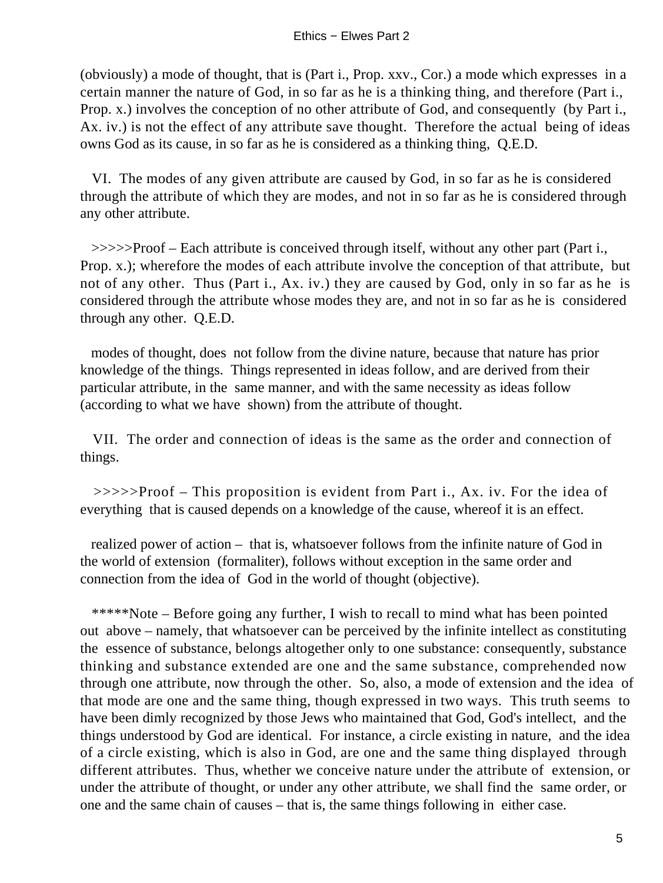(obviously) a mode of thought, that is (Part i., Prop. xxv., Cor.) a mode which expresses in a certain manner the nature of God, in so far as he is a thinking thing, and therefore (Part i., Prop. x.) involves the conception of no other attribute of God, and consequently (by Part i., Ax. iv.) is not the effect of any attribute save thought. Therefore the actual being of ideas owns God as its cause, in so far as he is considered as a thinking thing, Q.E.D.

VI. The modes of any given attribute are caused by God, in so far as he is considered through the attribute of which they are modes, and not in so far as he is considered through any other attribute.

>>>>>Proof – Each attribute is conceived through itself, without any other part (Part i., Prop. x.); wherefore the modes of each attribute involve the conception of that attribute, but not of any other. Thus (Part i., Ax. iv.) they are caused by God, only in so far as he is considered through the attribute whose modes they are, and not in so far as he is considered through any other. Q.E.D.

modes of thought, does not follow from the divine nature, because that nature has prior knowledge of the things. Things represented in ideas follow, and are derived from their particular attribute, in the same manner, and with the same necessity as ideas follow (according to what we have shown) from the attribute of thought.

VII. The order and connection of ideas is the same as the order and connection of things.

>>>>>Proof – This proposition is evident from Part i., Ax. iv. For the idea of everything that is caused depends on a knowledge of the cause, whereof it is an effect.

realized power of action – that is, whatsoever follows from the infinite nature of God in the world of extension (formaliter), follows without exception in the same order and connection from the idea of God in the world of thought (objective).

*****Note – Before going any further, I wish to recall to mind what has been pointed out above – namely, that whatsoever can be perceived by the infinite intellect as constituting the essence of substance, belongs altogether only to one substance: consequently, substance thinking and substance extended are one and the same substance, comprehended now through one attribute, now through the other. So, also, a mode of extension and the idea of that mode are one and the same thing, though expressed in two ways. This truth seems to have been dimly recognized by those Jews who maintained that God, God's intellect, and the things understood by God are identical. For instance, a circle existing in nature, and the idea of a circle existing, which is also in God, are one and the same thing displayed through different attributes. Thus, whether we conceive nature under the attribute of extension, or under the attribute of thought, or under any other attribute, we shall find the same order, or one and the same chain of causes – that is, the same things following in either case.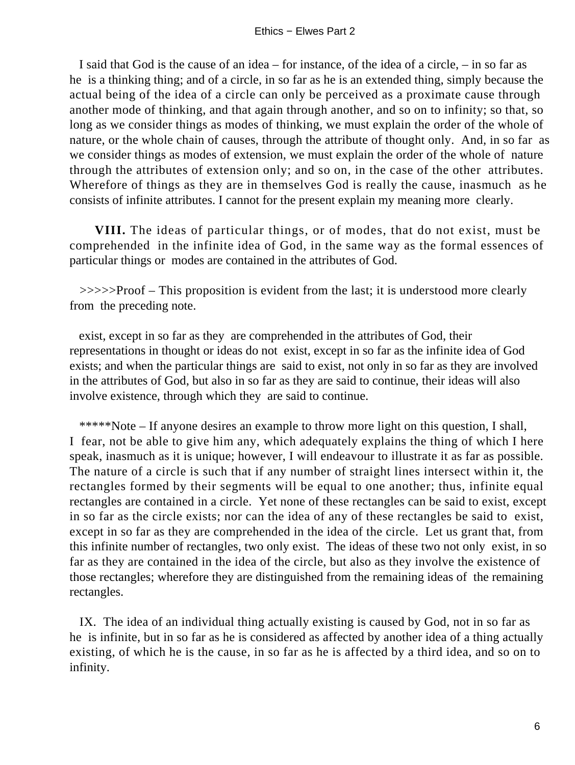I said that God is the cause of an idea – for instance, of the idea of a circle, – in so far as he is a thinking thing; and of a circle, in so far as he is an extended thing, simply because the actual being of the idea of a circle can only be perceived as a proximate cause through another mode of thinking, and that again through another, and so on to infinity; so that, so long as we consider things as modes of thinking, we must explain the order of the whole of nature, or the whole chain of causes, through the attribute of thought only. And, in so far as we consider things as modes of extension, we must explain the order of the whole of nature through the attributes of extension only; and so on, in the case of the other attributes. Wherefore of things as they are in themselves God is really the cause, inasmuch as he consists of infinite attributes. I cannot for the present explain my meaning more clearly.

**VIII.** The ideas of particular things, or of modes, that do not exist, must be comprehended in the infinite idea of God, in the same way as the formal essences of particular things or modes are contained in the attributes of God.

>>>>>Proof – This proposition is evident from the last; it is understood more clearly from the preceding note.

exist, except in so far as they are comprehended in the attributes of God, their representations in thought or ideas do not exist, except in so far as the infinite idea of God exists; and when the particular things are said to exist, not only in so far as they are involved in the attributes of God, but also in so far as they are said to continue, their ideas will also involve existence, through which they are said to continue.

*****Note – If anyone desires an example to throw more light on this question, I shall, I fear, not be able to give him any, which adequately explains the thing of which I here speak, inasmuch as it is unique; however, I will endeavour to illustrate it as far as possible. The nature of a circle is such that if any number of straight lines intersect within it, the rectangles formed by their segments will be equal to one another; thus, infinite equal rectangles are contained in a circle. Yet none of these rectangles can be said to exist, except in so far as the circle exists; nor can the idea of any of these rectangles be said to exist, except in so far as they are comprehended in the idea of the circle. Let us grant that, from this infinite number of rectangles, two only exist. The ideas of these two not only exist, in so far as they are contained in the idea of the circle, but also as they involve the existence of those rectangles; wherefore they are distinguished from the remaining ideas of the remaining rectangles.

IX. The idea of an individual thing actually existing is caused by God, not in so far as he is infinite, but in so far as he is considered as affected by another idea of a thing actually existing, of which he is the cause, in so far as he is affected by a third idea, and so on to infinity.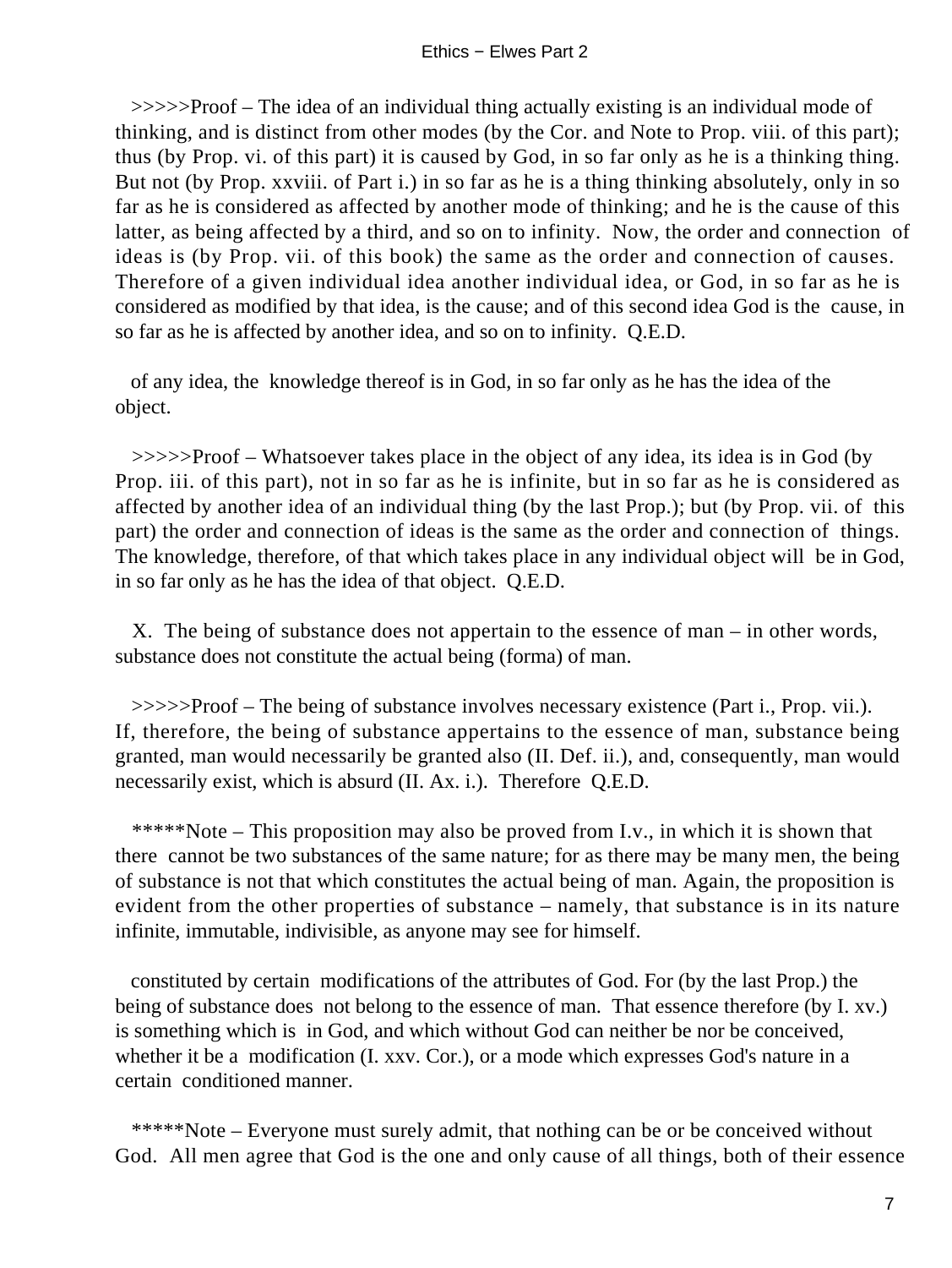>>>>>Proof – The idea of an individual thing actually existing is an individual mode of thinking, and is distinct from other modes (by the Cor. and Note to Prop. viii. of this part); thus (by Prop. vi. of this part) it is caused by God, in so far only as he is a thinking thing. But not (by Prop. xxviii. of Part i.) in so far as he is a thing thinking absolutely, only in so far as he is considered as affected by another mode of thinking; and he is the cause of this latter, as being affected by a third, and so on to infinity. Now, the order and connection of ideas is (by Prop. vii. of this book) the same as the order and connection of causes. Therefore of a given individual idea another individual idea, or God, in so far as he is considered as modified by that idea, is the cause; and of this second idea God is the cause, in so far as he is affected by another idea, and so on to infinity. Q.E.D.

of any idea, the knowledge thereof is in God, in so far only as he has the idea of the object.

>>>>>Proof – Whatsoever takes place in the object of any idea, its idea is in God (by Prop. iii. of this part), not in so far as he is infinite, but in so far as he is considered as affected by another idea of an individual thing (by the last Prop.); but (by Prop. vii. of this part) the order and connection of ideas is the same as the order and connection of things. The knowledge, therefore, of that which takes place in any individual object will be in God, in so far only as he has the idea of that object. Q.E.D.

X. The being of substance does not appertain to the essence of man – in other words, substance does not constitute the actual being (forma) of man.

>>>>>Proof – The being of substance involves necessary existence (Part i., Prop. vii.). If, therefore, the being of substance appertains to the essence of man, substance being granted, man would necessarily be granted also (II. Def. ii.), and, consequently, man would necessarily exist, which is absurd (II. Ax. i.). Therefore Q.E.D.

*****Note – This proposition may also be proved from I.v., in which it is shown that there cannot be two substances of the same nature; for as there may be many men, the being of substance is not that which constitutes the actual being of man. Again, the proposition is evident from the other properties of substance – namely, that substance is in its nature infinite, immutable, indivisible, as anyone may see for himself.

constituted by certain modifications of the attributes of God. For (by the last Prop.) the being of substance does not belong to the essence of man. That essence therefore (by I. xv.) is something which is in God, and which without God can neither be nor be conceived, whether it be a modification (I. xxv. Cor.), or a mode which expresses God's nature in a certain conditioned manner.

*****Note – Everyone must surely admit, that nothing can be or be conceived without God. All men agree that God is the one and only cause of all things, both of their essence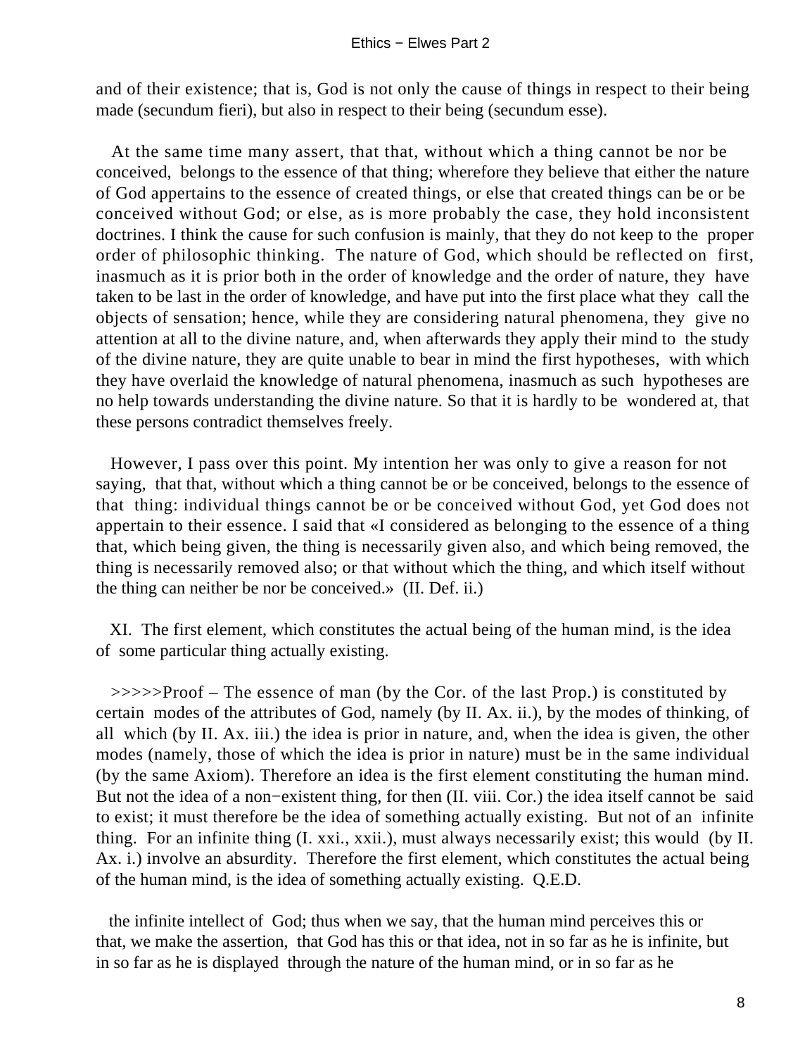and of their existence; that is, God is not only the cause of things in respect to their being made (secundum fieri), but also in respect to their being (secundum esse).

At the same time many assert, that that, without which a thing cannot be nor be conceived, belongs to the essence of that thing; wherefore they believe that either the nature of God appertains to the essence of created things, or else that created things can be or be conceived without God; or else, as is more probably the case, they hold inconsistent doctrines. I think the cause for such confusion is mainly, that they do not keep to the proper order of philosophic thinking. The nature of God, which should be reflected on first, inasmuch as it is prior both in the order of knowledge and the order of nature, they have taken to be last in the order of knowledge, and have put into the first place what they call the objects of sensation; hence, while they are considering natural phenomena, they give no attention at all to the divine nature, and, when afterwards they apply their mind to the study of the divine nature, they are quite unable to bear in mind the first hypotheses, with which they have overlaid the knowledge of natural phenomena, inasmuch as such hypotheses are no help towards understanding the divine nature. So that it is hardly to be wondered at, that these persons contradict themselves freely.

However, I pass over this point. My intention her was only to give a reason for not saying, that that, without which a thing cannot be or be conceived, belongs to the essence of that thing: individual things cannot be or be conceived without God, yet God does not appertain to their essence. I said that «I considered as belonging to the essence of a thing that, which being given, the thing is necessarily given also, and which being removed, the thing is necessarily removed also; or that without which the thing, and which itself without the thing can neither be nor be conceived.» (II. Def. ii.)

XI. The first element, which constitutes the actual being of the human mind, is the idea of some particular thing actually existing.

>>>>>Proof – The essence of man (by the Cor. of the last Prop.) is constituted by certain modes of the attributes of God, namely (by II. Ax. ii.), by the modes of thinking, of all which (by II. Ax. iii.) the idea is prior in nature, and, when the idea is given, the other modes (namely, those of which the idea is prior in nature) must be in the same individual (by the same Axiom). Therefore an idea is the first element constituting the human mind. But not the idea of a non−existent thing, for then (II. viii. Cor.) the idea itself cannot be said to exist; it must therefore be the idea of something actually existing. But not of an infinite thing. For an infinite thing (I. xxi., xxii.), must always necessarily exist; this would (by II. Ax. i.) involve an absurdity. Therefore the first element, which constitutes the actual being of the human mind, is the idea of something actually existing. Q.E.D.

the infinite intellect of God; thus when we say, that the human mind perceives this or that, we make the assertion, that God has this or that idea, not in so far as he is infinite, but in so far as he is displayed through the nature of the human mind, or in so far as he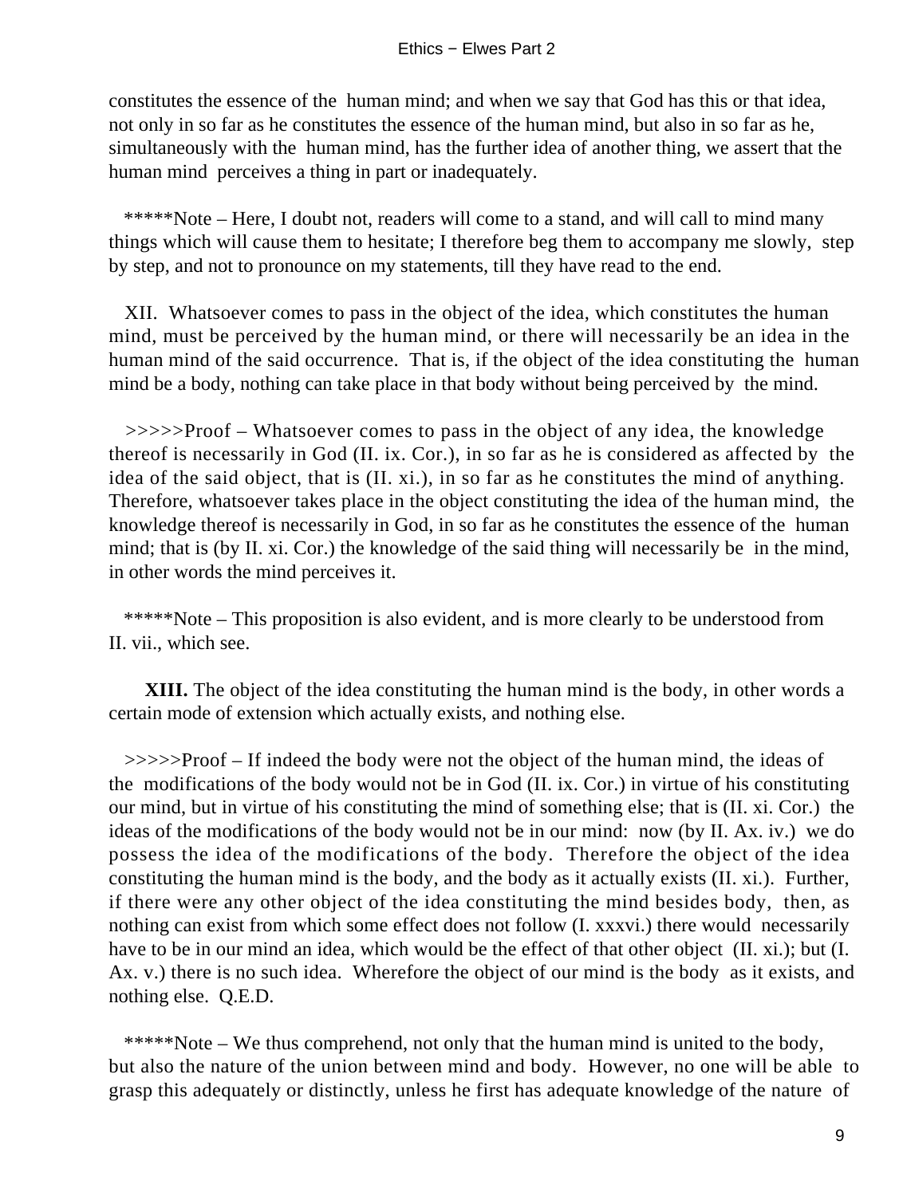constitutes the essence of the human mind; and when we say that God has this or that idea, not only in so far as he constitutes the essence of the human mind, but also in so far as he, simultaneously with the human mind, has the further idea of another thing, we assert that the human mind perceives a thing in part or inadequately.

*****Note – Here, I doubt not, readers will come to a stand, and will call to mind many things which will cause them to hesitate; I therefore beg them to accompany me slowly, step by step, and not to pronounce on my statements, till they have read to the end.

XII. Whatsoever comes to pass in the object of the idea, which constitutes the human mind, must be perceived by the human mind, or there will necessarily be an idea in the human mind of the said occurrence. That is, if the object of the idea constituting the human mind be a body, nothing can take place in that body without being perceived by the mind.

>>>>>Proof – Whatsoever comes to pass in the object of any idea, the knowledge thereof is necessarily in God (II. ix. Cor.), in so far as he is considered as affected by the idea of the said object, that is (II. xi.), in so far as he constitutes the mind of anything. Therefore, whatsoever takes place in the object constituting the idea of the human mind, the knowledge thereof is necessarily in God, in so far as he constitutes the essence of the human mind; that is (by II. xi. Cor.) the knowledge of the said thing will necessarily be in the mind, in other words the mind perceives it.

*****Note – This proposition is also evident, and is more clearly to be understood from II. vii., which see.

**XIII.** The object of the idea constituting the human mind is the body, in other words a certain mode of extension which actually exists, and nothing else.

>>>>>Proof – If indeed the body were not the object of the human mind, the ideas of the modifications of the body would not be in God (II. ix. Cor.) in virtue of his constituting our mind, but in virtue of his constituting the mind of something else; that is (II. xi. Cor.) the ideas of the modifications of the body would not be in our mind: now (by II. Ax. iv.) we do possess the idea of the modifications of the body. Therefore the object of the idea constituting the human mind is the body, and the body as it actually exists (II. xi.). Further, if there were any other object of the idea constituting the mind besides body, then, as nothing can exist from which some effect does not follow (I. xxxvi.) there would necessarily have to be in our mind an idea, which would be the effect of that other object (II. xi.); but (I. Ax. v.) there is no such idea. Wherefore the object of our mind is the body as it exists, and nothing else. Q.E.D.

*****Note – We thus comprehend, not only that the human mind is united to the body, but also the nature of the union between mind and body. However, no one will be able to grasp this adequately or distinctly, unless he first has adequate knowledge of the nature of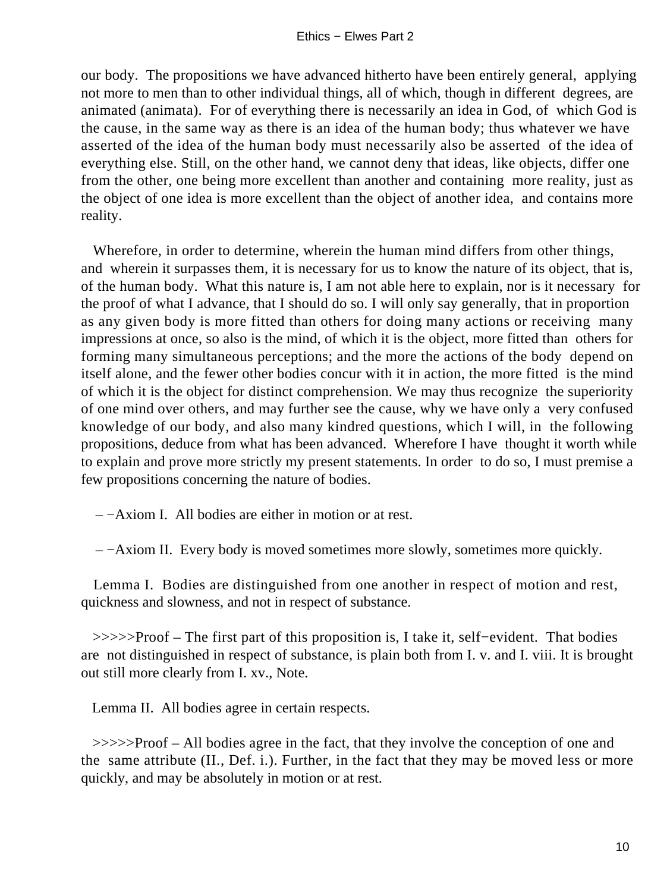our body. The propositions we have advanced hitherto have been entirely general, applying not more to men than to other individual things, all of which, though in different degrees, are animated (animata). For of everything there is necessarily an idea in God, of which God is the cause, in the same way as there is an idea of the human body; thus whatever we have asserted of the idea of the human body must necessarily also be asserted of the idea of everything else. Still, on the other hand, we cannot deny that ideas, like objects, differ one from the other, one being more excellent than another and containing more reality, just as the object of one idea is more excellent than the object of another idea, and contains more reality.

Wherefore, in order to determine, wherein the human mind differs from other things, and wherein it surpasses them, it is necessary for us to know the nature of its object, that is, of the human body. What this nature is, I am not able here to explain, nor is it necessary for the proof of what I advance, that I should do so. I will only say generally, that in proportion as any given body is more fitted than others for doing many actions or receiving many impressions at once, so also is the mind, of which it is the object, more fitted than others for forming many simultaneous perceptions; and the more the actions of the body depend on itself alone, and the fewer other bodies concur with it in action, the more fitted is the mind of which it is the object for distinct comprehension. We may thus recognize the superiority of one mind over others, and may further see the cause, why we have only a very confused knowledge of our body, and also many kindred questions, which I will, in the following propositions, deduce from what has been advanced. Wherefore I have thought it worth while to explain and prove more strictly my present statements. In order to do so, I must premise a few propositions concerning the nature of bodies.

– −Axiom I. All bodies are either in motion or at rest.

– −Axiom II. Every body is moved sometimes more slowly, sometimes more quickly.

Lemma I. Bodies are distinguished from one another in respect of motion and rest, quickness and slowness, and not in respect of substance.

>>>>>Proof – The first part of this proposition is, I take it, self−evident. That bodies are not distinguished in respect of substance, is plain both from I. v. and I. viii. It is brought out still more clearly from I. xv., Note.

Lemma II. All bodies agree in certain respects.

>>>>>Proof – All bodies agree in the fact, that they involve the conception of one and the same attribute (II., Def. i.). Further, in the fact that they may be moved less or more quickly, and may be absolutely in motion or at rest.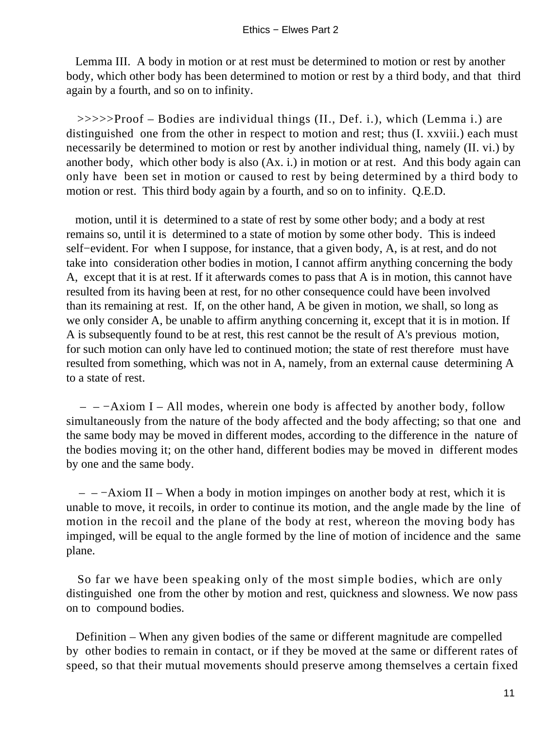Lemma III. A body in motion or at rest must be determined to motion or rest by another body, which other body has been determined to motion or rest by a third body, and that third again by a fourth, and so on to infinity.

>>>>>Proof – Bodies are individual things (II., Def. i.), which (Lemma i.) are distinguished one from the other in respect to motion and rest; thus (I. xxviii.) each must necessarily be determined to motion or rest by another individual thing, namely (II. vi.) by another body, which other body is also (Ax. i.) in motion or at rest. And this body again can only have been set in motion or caused to rest by being determined by a third body to motion or rest. This third body again by a fourth, and so on to infinity. Q.E.D.

motion, until it is determined to a state of rest by some other body; and a body at rest remains so, until it is determined to a state of motion by some other body. This is indeed self−evident. For when I suppose, for instance, that a given body, A, is at rest, and do not take into consideration other bodies in motion, I cannot affirm anything concerning the body A, except that it is at rest. If it afterwards comes to pass that A is in motion, this cannot have resulted from its having been at rest, for no other consequence could have been involved than its remaining at rest. If, on the other hand, A be given in motion, we shall, so long as we only consider A, be unable to affirm anything concerning it, except that it is in motion. If A is subsequently found to be at rest, this rest cannot be the result of A's previous motion, for such motion can only have led to continued motion; the state of rest therefore must have resulted from something, which was not in A, namely, from an external cause determining A to a state of rest.

– – −Axiom I – All modes, wherein one body is affected by another body, follow simultaneously from the nature of the body affected and the body affecting; so that one and the same body may be moved in different modes, according to the difference in the nature of the bodies moving it; on the other hand, different bodies may be moved in different modes by one and the same body.

– – −Axiom II – When a body in motion impinges on another body at rest, which it is unable to move, it recoils, in order to continue its motion, and the angle made by the line of motion in the recoil and the plane of the body at rest, whereon the moving body has impinged, will be equal to the angle formed by the line of motion of incidence and the same plane.

So far we have been speaking only of the most simple bodies, which are only distinguished one from the other by motion and rest, quickness and slowness. We now pass on to compound bodies.

Definition – When any given bodies of the same or different magnitude are compelled by other bodies to remain in contact, or if they be moved at the same or different rates of speed, so that their mutual movements should preserve among themselves a certain fixed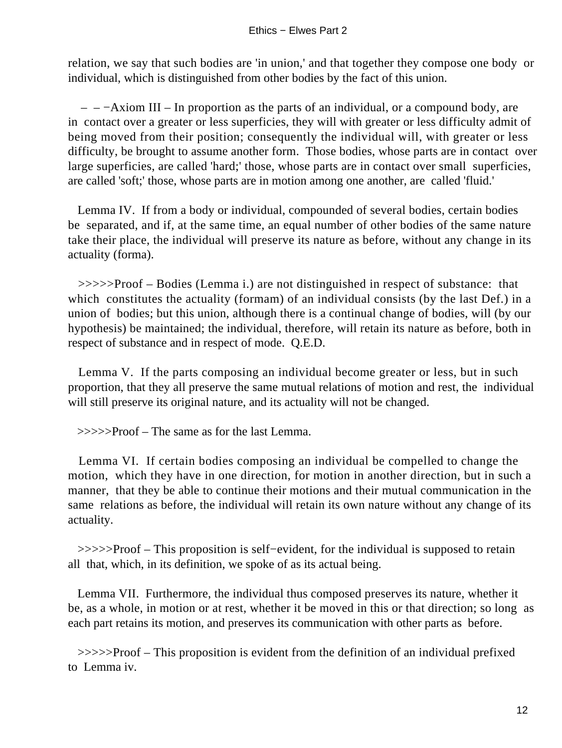relation, we say that such bodies are 'in union,' and that together they compose one body or individual, which is distinguished from other bodies by the fact of this union.

– – −Axiom III – In proportion as the parts of an individual, or a compound body, are in contact over a greater or less superficies, they will with greater or less difficulty admit of being moved from their position; consequently the individual will, with greater or less difficulty, be brought to assume another form. Those bodies, whose parts are in contact over large superficies, are called 'hard;' those, whose parts are in contact over small superficies, are called 'soft;' those, whose parts are in motion among one another, are called 'fluid.'

Lemma IV. If from a body or individual, compounded of several bodies, certain bodies be separated, and if, at the same time, an equal number of other bodies of the same nature take their place, the individual will preserve its nature as before, without any change in its actuality (forma).

>>>>>Proof – Bodies (Lemma i.) are not distinguished in respect of substance: that which constitutes the actuality (formam) of an individual consists (by the last Def.) in a union of bodies; but this union, although there is a continual change of bodies, will (by our hypothesis) be maintained; the individual, therefore, will retain its nature as before, both in respect of substance and in respect of mode. Q.E.D.

Lemma V. If the parts composing an individual become greater or less, but in such proportion, that they all preserve the same mutual relations of motion and rest, the individual will still preserve its original nature, and its actuality will not be changed.

>>>>>Proof – The same as for the last Lemma.

Lemma VI. If certain bodies composing an individual be compelled to change the motion, which they have in one direction, for motion in another direction, but in such a manner, that they be able to continue their motions and their mutual communication in the same relations as before, the individual will retain its own nature without any change of its actuality.

>>>>>Proof – This proposition is self−evident, for the individual is supposed to retain all that, which, in its definition, we spoke of as its actual being.

Lemma VII. Furthermore, the individual thus composed preserves its nature, whether it be, as a whole, in motion or at rest, whether it be moved in this or that direction; so long as each part retains its motion, and preserves its communication with other parts as before.

>>>>>Proof – This proposition is evident from the definition of an individual prefixed to Lemma iv.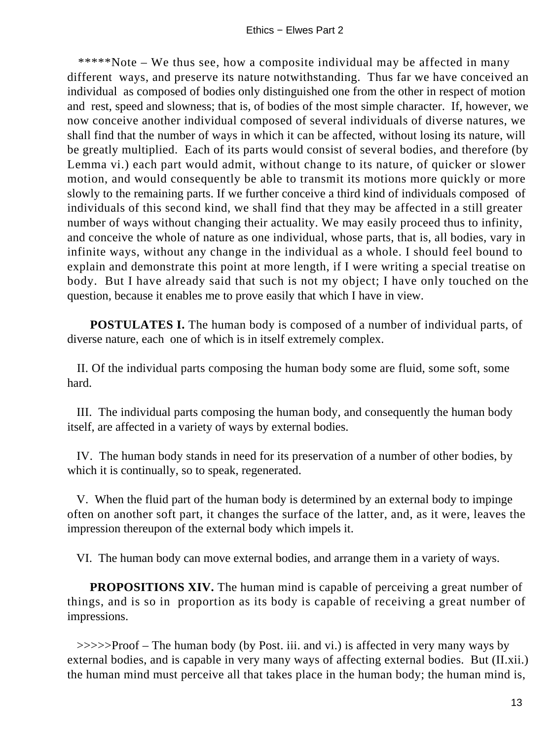*****Note – We thus see, how a composite individual may be affected in many different ways, and preserve its nature notwithstanding. Thus far we have conceived an individual as composed of bodies only distinguished one from the other in respect of motion and rest, speed and slowness; that is, of bodies of the most simple character. If, however, we now conceive another individual composed of several individuals of diverse natures, we shall find that the number of ways in which it can be affected, without losing its nature, will be greatly multiplied. Each of its parts would consist of several bodies, and therefore (by Lemma vi.) each part would admit, without change to its nature, of quicker or slower motion, and would consequently be able to transmit its motions more quickly or more slowly to the remaining parts. If we further conceive a third kind of individuals composed of individuals of this second kind, we shall find that they may be affected in a still greater number of ways without changing their actuality. We may easily proceed thus to infinity, and conceive the whole of nature as one individual, whose parts, that is, all bodies, vary in infinite ways, without any change in the individual as a whole. I should feel bound to explain and demonstrate this point at more length, if I were writing a special treatise on body. But I have already said that such is not my object; I have only touched on the question, because it enables me to prove easily that which I have in view.

**POSTULATES I.** The human body is composed of a number of individual parts, of diverse nature, each one of which is in itself extremely complex.

II. Of the individual parts composing the human body some are fluid, some soft, some hard.

III. The individual parts composing the human body, and consequently the human body itself, are affected in a variety of ways by external bodies.

IV. The human body stands in need for its preservation of a number of other bodies, by which it is continually, so to speak, regenerated.

V. When the fluid part of the human body is determined by an external body to impinge often on another soft part, it changes the surface of the latter, and, as it were, leaves the impression thereupon of the external body which impels it.

VI. The human body can move external bodies, and arrange them in a variety of ways.

**PROPOSITIONS XIV.** The human mind is capable of perceiving a great number of things, and is so in proportion as its body is capable of receiving a great number of impressions.

>>>>>Proof – The human body (by Post. iii. and vi.) is affected in very many ways by external bodies, and is capable in very many ways of affecting external bodies. But (II.xii.) the human mind must perceive all that takes place in the human body; the human mind is,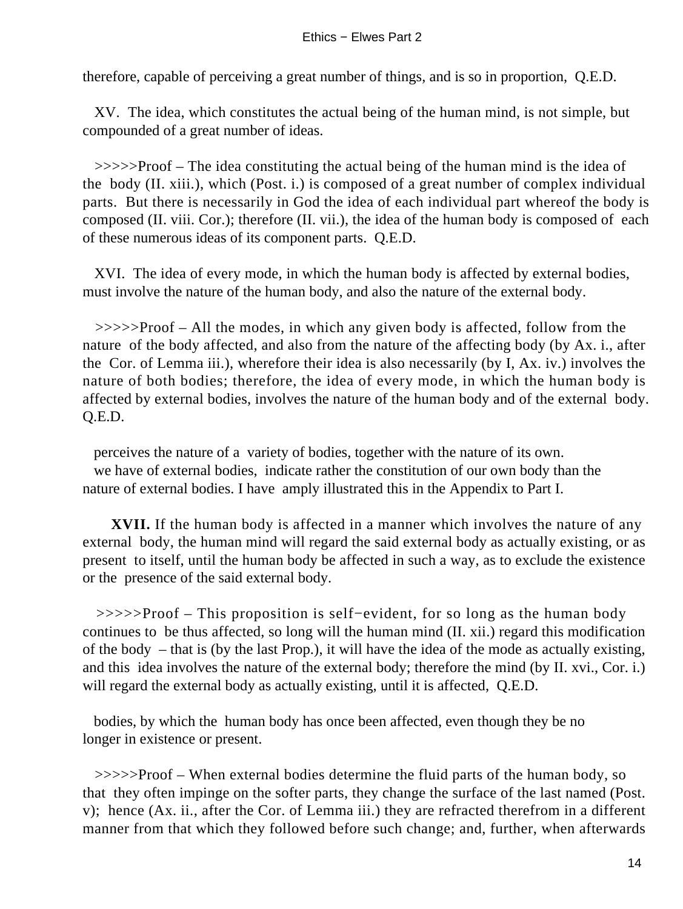therefore, capable of perceiving a great number of things, and is so in proportion, Q.E.D.

XV. The idea, which constitutes the actual being of the human mind, is not simple, but compounded of a great number of ideas.

>>>>>Proof – The idea constituting the actual being of the human mind is the idea of the body (II. xiii.), which (Post. i.) is composed of a great number of complex individual parts. But there is necessarily in God the idea of each individual part whereof the body is composed (II. viii. Cor.); therefore (II. vii.), the idea of the human body is composed of each of these numerous ideas of its component parts. Q.E.D.

XVI. The idea of every mode, in which the human body is affected by external bodies, must involve the nature of the human body, and also the nature of the external body.

>>>>>Proof – All the modes, in which any given body is affected, follow from the nature of the body affected, and also from the nature of the affecting body (by Ax. i., after the Cor. of Lemma iii.), wherefore their idea is also necessarily (by I, Ax. iv.) involves the nature of both bodies; therefore, the idea of every mode, in which the human body is affected by external bodies, involves the nature of the human body and of the external body. Q.E.D.

perceives the nature of a variety of bodies, together with the nature of its own.
we have of external bodies, indicate rather the constitution of our own body than the nature of external bodies. I have amply illustrated this in the Appendix to Part I.

**XVII.** If the human body is affected in a manner which involves the nature of any external body, the human mind will regard the said external body as actually existing, or as present to itself, until the human body be affected in such a way, as to exclude the existence or the presence of the said external body.

>>>>>Proof – This proposition is self−evident, for so long as the human body continues to be thus affected, so long will the human mind (II. xii.) regard this modification of the body – that is (by the last Prop.), it will have the idea of the mode as actually existing, and this idea involves the nature of the external body; therefore the mind (by II. xvi., Cor. i.) will regard the external body as actually existing, until it is affected, Q.E.D.

bodies, by which the human body has once been affected, even though they be no longer in existence or present.

>>>>>Proof – When external bodies determine the fluid parts of the human body, so that they often impinge on the softer parts, they change the surface of the last named (Post. v); hence (Ax. ii., after the Cor. of Lemma iii.) they are refracted therefrom in a different manner from that which they followed before such change; and, further, when afterwards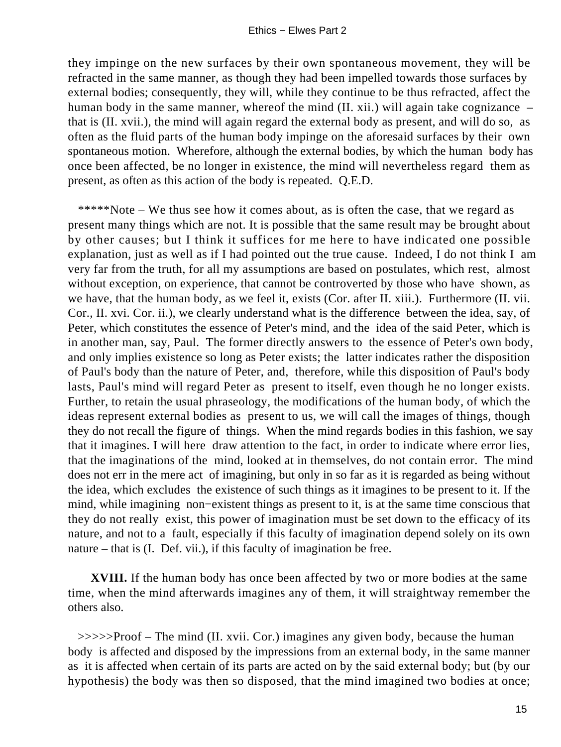they impinge on the new surfaces by their own spontaneous movement, they will be refracted in the same manner, as though they had been impelled towards those surfaces by external bodies; consequently, they will, while they continue to be thus refracted, affect the human body in the same manner, whereof the mind (II. xii.) will again take cognizance – that is (II. xvii.), the mind will again regard the external body as present, and will do so, as often as the fluid parts of the human body impinge on the aforesaid surfaces by their own spontaneous motion. Wherefore, although the external bodies, by which the human body has once been affected, be no longer in existence, the mind will nevertheless regard them as present, as often as this action of the body is repeated. Q.E.D.

*****Note – We thus see how it comes about, as is often the case, that we regard as present many things which are not. It is possible that the same result may be brought about by other causes; but I think it suffices for me here to have indicated one possible explanation, just as well as if I had pointed out the true cause. Indeed, I do not think I am very far from the truth, for all my assumptions are based on postulates, which rest, almost without exception, on experience, that cannot be controverted by those who have shown, as we have, that the human body, as we feel it, exists (Cor. after II. xiii.). Furthermore (II. vii. Cor., II. xvi. Cor. ii.), we clearly understand what is the difference between the idea, say, of Peter, which constitutes the essence of Peter's mind, and the idea of the said Peter, which is in another man, say, Paul. The former directly answers to the essence of Peter's own body, and only implies existence so long as Peter exists; the latter indicates rather the disposition of Paul's body than the nature of Peter, and, therefore, while this disposition of Paul's body lasts, Paul's mind will regard Peter as present to itself, even though he no longer exists. Further, to retain the usual phraseology, the modifications of the human body, of which the ideas represent external bodies as present to us, we will call the images of things, though they do not recall the figure of things. When the mind regards bodies in this fashion, we say that it imagines. I will here draw attention to the fact, in order to indicate where error lies, that the imaginations of the mind, looked at in themselves, do not contain error. The mind does not err in the mere act of imagining, but only in so far as it is regarded as being without the idea, which excludes the existence of such things as it imagines to be present to it. If the mind, while imagining non−existent things as present to it, is at the same time conscious that they do not really exist, this power of imagination must be set down to the efficacy of its nature, and not to a fault, especially if this faculty of imagination depend solely on its own nature – that is (I. Def. vii.), if this faculty of imagination be free.

**XVIII.** If the human body has once been affected by two or more bodies at the same time, when the mind afterwards imagines any of them, it will straightway remember the others also.

>>>>>Proof – The mind (II. xvii. Cor.) imagines any given body, because the human body is affected and disposed by the impressions from an external body, in the same manner as it is affected when certain of its parts are acted on by the said external body; but (by our hypothesis) the body was then so disposed, that the mind imagined two bodies at once;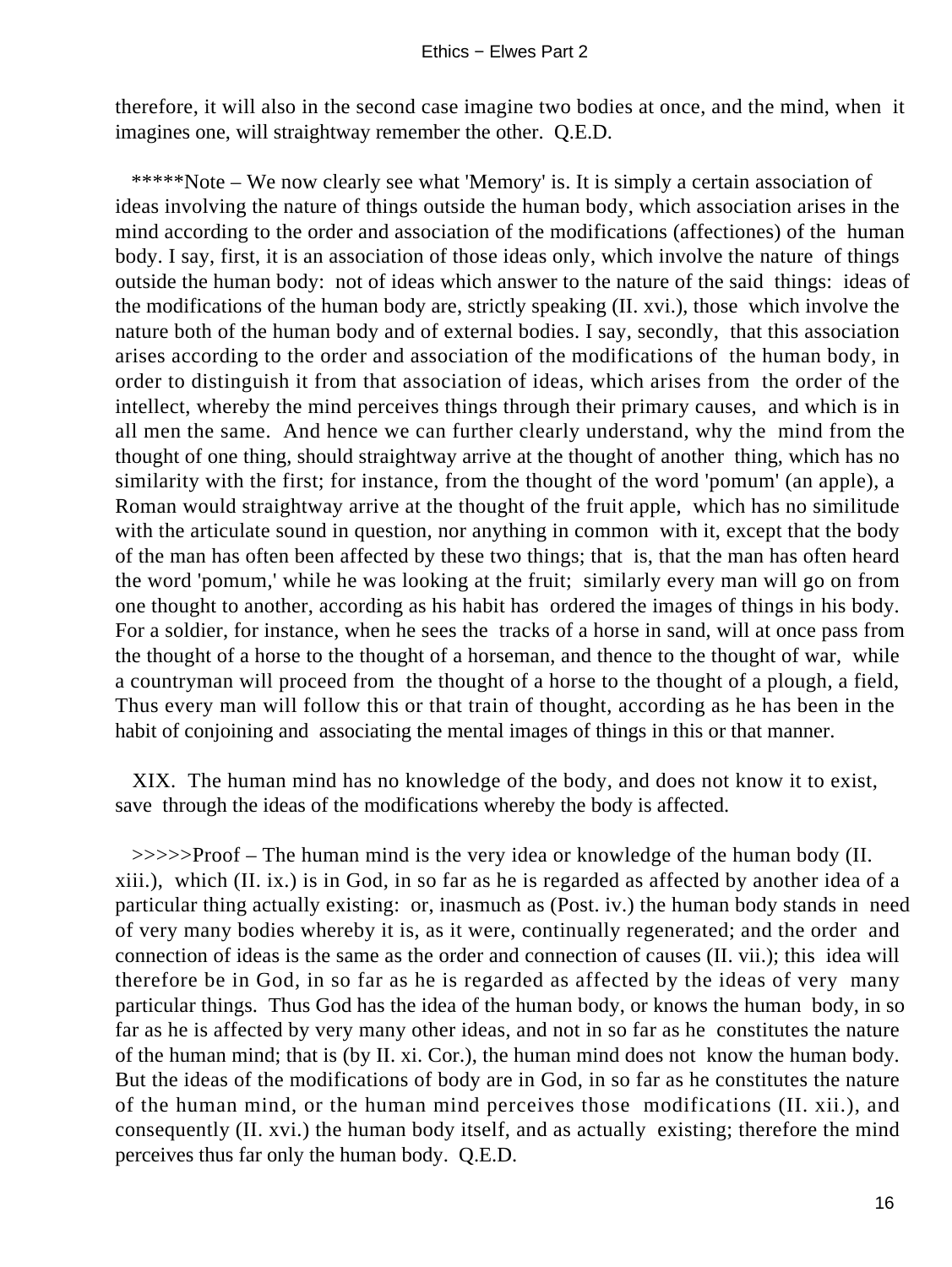therefore, it will also in the second case imagine two bodies at once, and the mind, when it imagines one, will straightway remember the other. Q.E.D.

*****Note – We now clearly see what 'Memory' is. It is simply a certain association of ideas involving the nature of things outside the human body, which association arises in the mind according to the order and association of the modifications (affectiones) of the human body. I say, first, it is an association of those ideas only, which involve the nature of things outside the human body: not of ideas which answer to the nature of the said things: ideas of the modifications of the human body are, strictly speaking (II. xvi.), those which involve the nature both of the human body and of external bodies. I say, secondly, that this association arises according to the order and association of the modifications of the human body, in order to distinguish it from that association of ideas, which arises from the order of the intellect, whereby the mind perceives things through their primary causes, and which is in all men the same. And hence we can further clearly understand, why the mind from the thought of one thing, should straightway arrive at the thought of another thing, which has no similarity with the first; for instance, from the thought of the word 'pomum' (an apple), a Roman would straightway arrive at the thought of the fruit apple, which has no similitude with the articulate sound in question, nor anything in common with it, except that the body of the man has often been affected by these two things; that is, that the man has often heard the word 'pomum,' while he was looking at the fruit; similarly every man will go on from one thought to another, according as his habit has ordered the images of things in his body. For a soldier, for instance, when he sees the tracks of a horse in sand, will at once pass from the thought of a horse to the thought of a horseman, and thence to the thought of war, while a countryman will proceed from the thought of a horse to the thought of a plough, a field, Thus every man will follow this or that train of thought, according as he has been in the habit of conjoining and associating the mental images of things in this or that manner.

XIX. The human mind has no knowledge of the body, and does not know it to exist, save through the ideas of the modifications whereby the body is affected.

>>>>>Proof – The human mind is the very idea or knowledge of the human body (II. xiii.), which (II. ix.) is in God, in so far as he is regarded as affected by another idea of a particular thing actually existing: or, inasmuch as (Post. iv.) the human body stands in need of very many bodies whereby it is, as it were, continually regenerated; and the order and connection of ideas is the same as the order and connection of causes (II. vii.); this idea will therefore be in God, in so far as he is regarded as affected by the ideas of very many particular things. Thus God has the idea of the human body, or knows the human body, in so far as he is affected by very many other ideas, and not in so far as he constitutes the nature of the human mind; that is (by II. xi. Cor.), the human mind does not know the human body. But the ideas of the modifications of body are in God, in so far as he constitutes the nature of the human mind, or the human mind perceives those modifications (II. xii.), and consequently (II. xvi.) the human body itself, and as actually existing; therefore the mind perceives thus far only the human body. Q.E.D.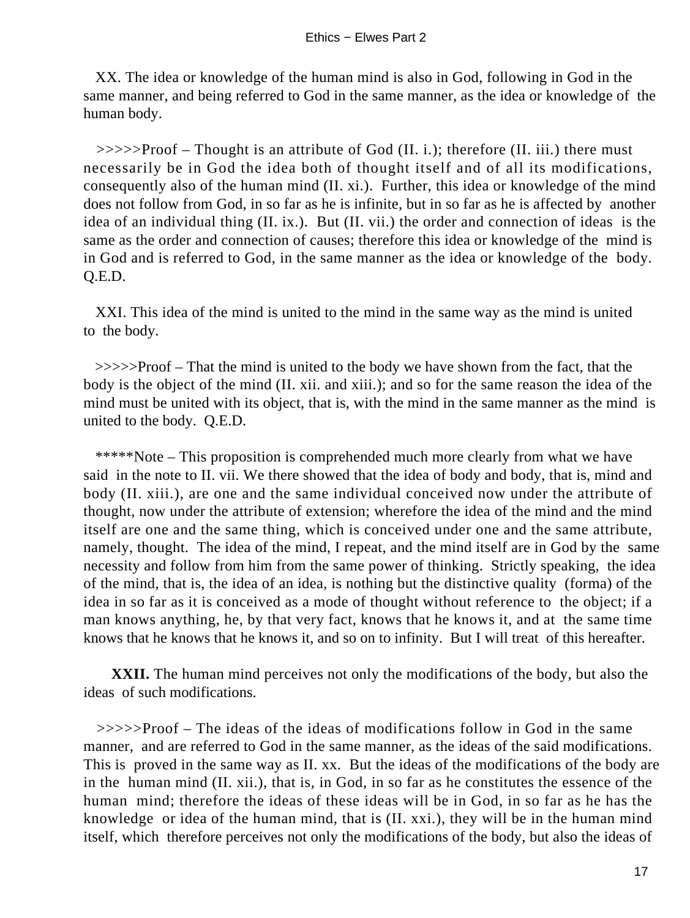XX. The idea or knowledge of the human mind is also in God, following in God in the same manner, and being referred to God in the same manner, as the idea or knowledge of the human body.

>>>>>Proof – Thought is an attribute of God (II. i.); therefore (II. iii.) there must necessarily be in God the idea both of thought itself and of all its modifications, consequently also of the human mind (II. xi.). Further, this idea or knowledge of the mind does not follow from God, in so far as he is infinite, but in so far as he is affected by another idea of an individual thing (II. ix.). But (II. vii.) the order and connection of ideas is the same as the order and connection of causes; therefore this idea or knowledge of the mind is in God and is referred to God, in the same manner as the idea or knowledge of the body. Q.E.D.

XXI. This idea of the mind is united to the mind in the same way as the mind is united to the body.

>>>>>Proof – That the mind is united to the body we have shown from the fact, that the body is the object of the mind (II. xii. and xiii.); and so for the same reason the idea of the mind must be united with its object, that is, with the mind in the same manner as the mind is united to the body. Q.E.D.

*****Note – This proposition is comprehended much more clearly from what we have said in the note to II. vii. We there showed that the idea of body and body, that is, mind and body (II. xiii.), are one and the same individual conceived now under the attribute of thought, now under the attribute of extension; wherefore the idea of the mind and the mind itself are one and the same thing, which is conceived under one and the same attribute, namely, thought. The idea of the mind, I repeat, and the mind itself are in God by the same necessity and follow from him from the same power of thinking. Strictly speaking, the idea of the mind, that is, the idea of an idea, is nothing but the distinctive quality (forma) of the idea in so far as it is conceived as a mode of thought without reference to the object; if a man knows anything, he, by that very fact, knows that he knows it, and at the same time knows that he knows that he knows it, and so on to infinity. But I will treat of this hereafter.

**XXII.** The human mind perceives not only the modifications of the body, but also the ideas of such modifications.

>>>>>Proof – The ideas of the ideas of modifications follow in God in the same manner, and are referred to God in the same manner, as the ideas of the said modifications. This is proved in the same way as II. xx. But the ideas of the modifications of the body are in the human mind (II. xii.), that is, in God, in so far as he constitutes the essence of the human mind; therefore the ideas of these ideas will be in God, in so far as he has the knowledge or idea of the human mind, that is (II. xxi.), they will be in the human mind itself, which therefore perceives not only the modifications of the body, but also the ideas of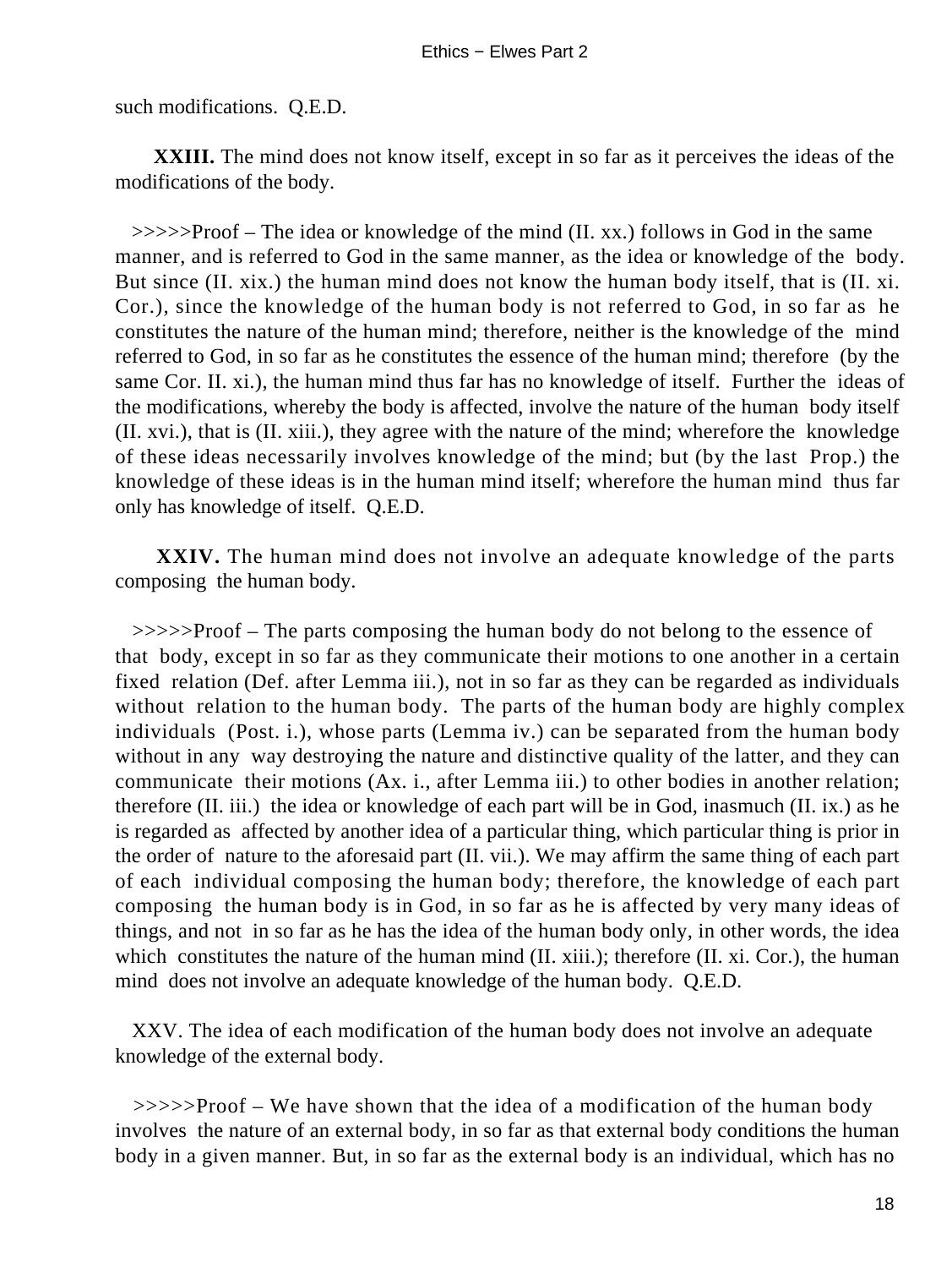such modifications. Q.E.D.

**XXIII.** The mind does not know itself, except in so far as it perceives the ideas of the modifications of the body.

>>>>>Proof – The idea or knowledge of the mind (II. xx.) follows in God in the same manner, and is referred to God in the same manner, as the idea or knowledge of the body. But since (II. xix.) the human mind does not know the human body itself, that is (II. xi. Cor.), since the knowledge of the human body is not referred to God, in so far as he constitutes the nature of the human mind; therefore, neither is the knowledge of the mind referred to God, in so far as he constitutes the essence of the human mind; therefore (by the same Cor. II. xi.), the human mind thus far has no knowledge of itself. Further the ideas of the modifications, whereby the body is affected, involve the nature of the human body itself (II. xvi.), that is (II. xiii.), they agree with the nature of the mind; wherefore the knowledge of these ideas necessarily involves knowledge of the mind; but (by the last Prop.) the knowledge of these ideas is in the human mind itself; wherefore the human mind thus far only has knowledge of itself. Q.E.D.

**XXIV.** The human mind does not involve an adequate knowledge of the parts composing the human body.

>>>>>Proof – The parts composing the human body do not belong to the essence of that body, except in so far as they communicate their motions to one another in a certain fixed relation (Def. after Lemma iii.), not in so far as they can be regarded as individuals without relation to the human body. The parts of the human body are highly complex individuals (Post. i.), whose parts (Lemma iv.) can be separated from the human body without in any way destroying the nature and distinctive quality of the latter, and they can communicate their motions (Ax. i., after Lemma iii.) to other bodies in another relation; therefore (II. iii.) the idea or knowledge of each part will be in God, inasmuch (II. ix.) as he is regarded as affected by another idea of a particular thing, which particular thing is prior in the order of nature to the aforesaid part (II. vii.). We may affirm the same thing of each part of each individual composing the human body; therefore, the knowledge of each part composing the human body is in God, in so far as he is affected by very many ideas of things, and not in so far as he has the idea of the human body only, in other words, the idea which constitutes the nature of the human mind (II. xiii.); therefore (II. xi. Cor.), the human mind does not involve an adequate knowledge of the human body. Q.E.D.

XXV. The idea of each modification of the human body does not involve an adequate knowledge of the external body.

>>>>>Proof – We have shown that the idea of a modification of the human body involves the nature of an external body, in so far as that external body conditions the human body in a given manner. But, in so far as the external body is an individual, which has no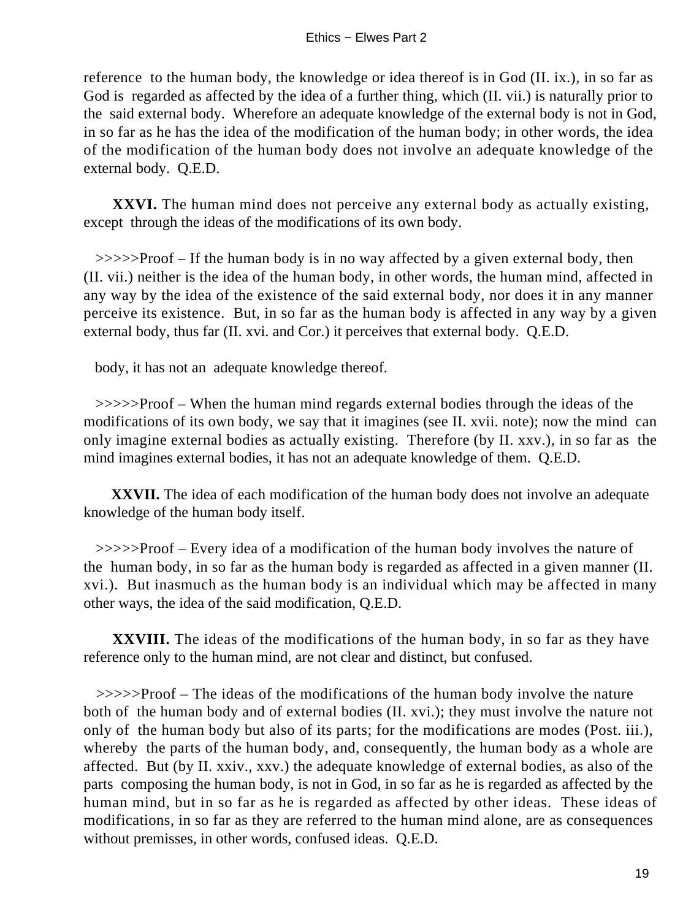reference to the human body, the knowledge or idea thereof is in God (II. ix.), in so far as God is regarded as affected by the idea of a further thing, which (II. vii.) is naturally prior to the said external body. Wherefore an adequate knowledge of the external body is not in God, in so far as he has the idea of the modification of the human body; in other words, the idea of the modification of the human body does not involve an adequate knowledge of the external body. Q.E.D.

**XXVI.** The human mind does not perceive any external body as actually existing, except through the ideas of the modifications of its own body.

>>>>>Proof – If the human body is in no way affected by a given external body, then (II. vii.) neither is the idea of the human body, in other words, the human mind, affected in any way by the idea of the existence of the said external body, nor does it in any manner perceive its existence. But, in so far as the human body is affected in any way by a given external body, thus far (II. xvi. and Cor.) it perceives that external body. Q.E.D.

body, it has not an adequate knowledge thereof.

>>>>>Proof – When the human mind regards external bodies through the ideas of the modifications of its own body, we say that it imagines (see II. xvii. note); now the mind can only imagine external bodies as actually existing. Therefore (by II. xxv.), in so far as the mind imagines external bodies, it has not an adequate knowledge of them. Q.E.D.

**XXVII.** The idea of each modification of the human body does not involve an adequate knowledge of the human body itself.

>>>>>Proof – Every idea of a modification of the human body involves the nature of the human body, in so far as the human body is regarded as affected in a given manner (II. xvi.). But inasmuch as the human body is an individual which may be affected in many other ways, the idea of the said modification, Q.E.D.

**XXVIII.** The ideas of the modifications of the human body, in so far as they have reference only to the human mind, are not clear and distinct, but confused.

>>>>>Proof – The ideas of the modifications of the human body involve the nature both of the human body and of external bodies (II. xvi.); they must involve the nature not only of the human body but also of its parts; for the modifications are modes (Post. iii.), whereby the parts of the human body, and, consequently, the human body as a whole are affected. But (by II. xxiv., xxv.) the adequate knowledge of external bodies, as also of the parts composing the human body, is not in God, in so far as he is regarded as affected by the human mind, but in so far as he is regarded as affected by other ideas. These ideas of modifications, in so far as they are referred to the human mind alone, are as consequences without premisses, in other words, confused ideas. Q.E.D.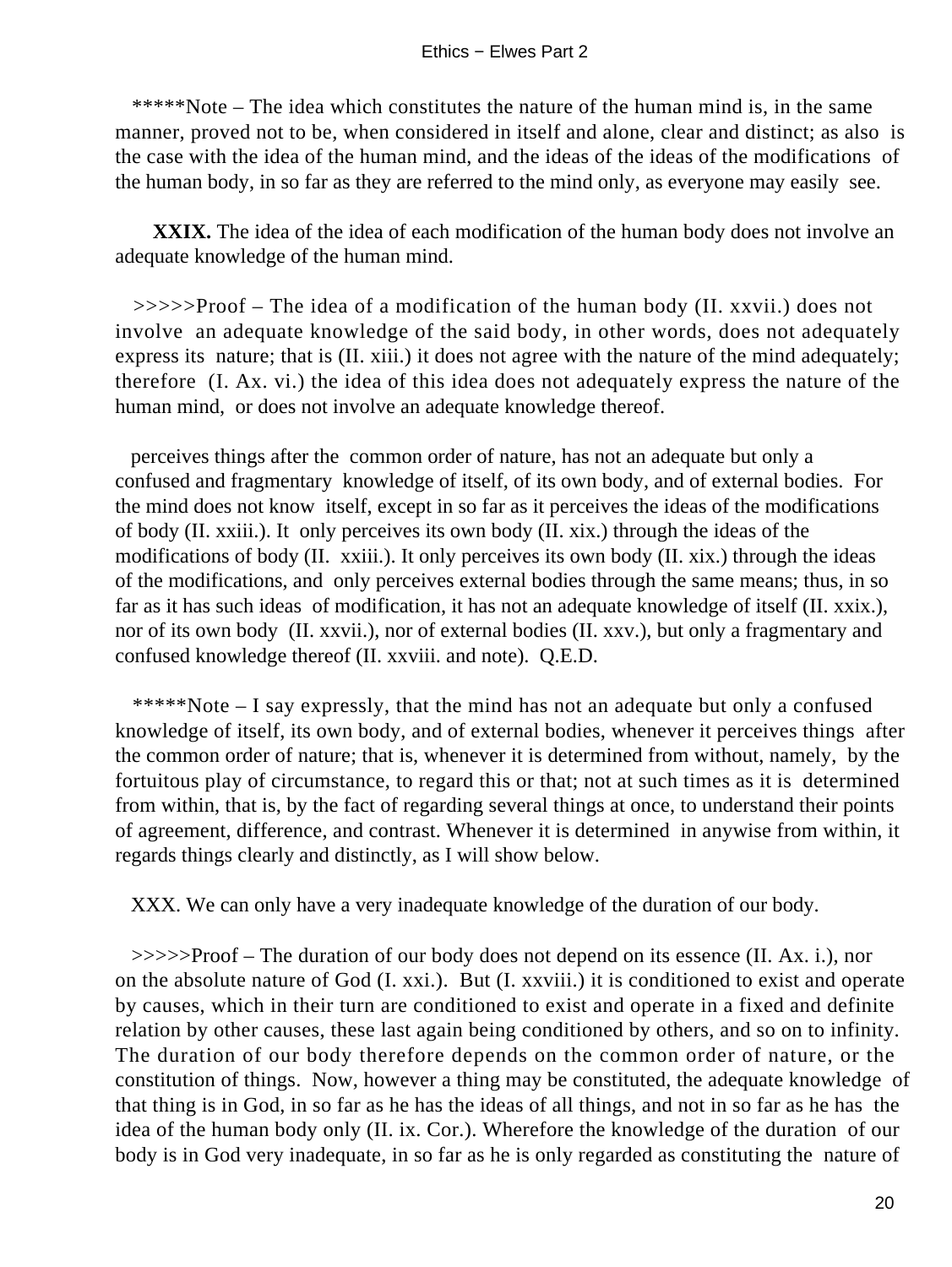*****Note – The idea which constitutes the nature of the human mind is, in the same manner, proved not to be, when considered in itself and alone, clear and distinct; as also is the case with the idea of the human mind, and the ideas of the ideas of the modifications of the human body, in so far as they are referred to the mind only, as everyone may easily see.

**XXIX.** The idea of the idea of each modification of the human body does not involve an adequate knowledge of the human mind.

>>>>>Proof – The idea of a modification of the human body (II. xxvii.) does not involve an adequate knowledge of the said body, in other words, does not adequately express its nature; that is (II. xiii.) it does not agree with the nature of the mind adequately; therefore (I. Ax. vi.) the idea of this idea does not adequately express the nature of the human mind, or does not involve an adequate knowledge thereof.

perceives things after the common order of nature, has not an adequate but only a confused and fragmentary knowledge of itself, of its own body, and of external bodies. For the mind does not know itself, except in so far as it perceives the ideas of the modifications of body (II. xxiii.). It only perceives its own body (II. xix.) through the ideas of the modifications of body (II. xxiii.). It only perceives its own body (II. xix.) through the ideas of the modifications, and only perceives external bodies through the same means; thus, in so far as it has such ideas of modification, it has not an adequate knowledge of itself (II. xxix.), nor of its own body (II. xxvii.), nor of external bodies (II. xxv.), but only a fragmentary and confused knowledge thereof (II. xxviii. and note). Q.E.D.

*****Note – I say expressly, that the mind has not an adequate but only a confused knowledge of itself, its own body, and of external bodies, whenever it perceives things after the common order of nature; that is, whenever it is determined from without, namely, by the fortuitous play of circumstance, to regard this or that; not at such times as it is determined from within, that is, by the fact of regarding several things at once, to understand their points of agreement, difference, and contrast. Whenever it is determined in anywise from within, it regards things clearly and distinctly, as I will show below.

XXX. We can only have a very inadequate knowledge of the duration of our body.

>>>>>Proof – The duration of our body does not depend on its essence (II. Ax. i.), nor on the absolute nature of God (I. xxi.). But (I. xxviii.) it is conditioned to exist and operate by causes, which in their turn are conditioned to exist and operate in a fixed and definite relation by other causes, these last again being conditioned by others, and so on to infinity. The duration of our body therefore depends on the common order of nature, or the constitution of things. Now, however a thing may be constituted, the adequate knowledge of that thing is in God, in so far as he has the ideas of all things, and not in so far as he has the idea of the human body only (II. ix. Cor.). Wherefore the knowledge of the duration of our body is in God very inadequate, in so far as he is only regarded as constituting the nature of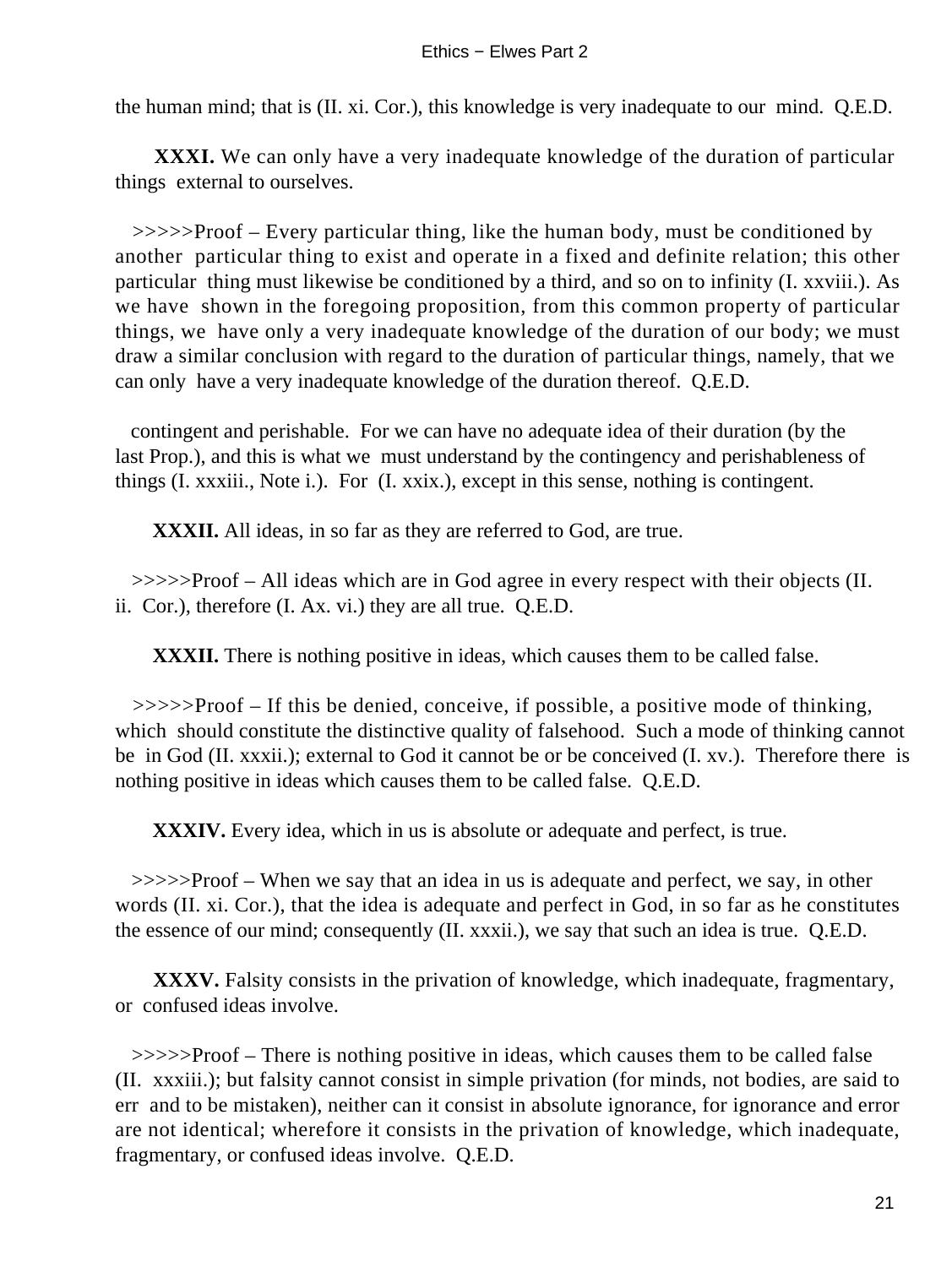the human mind; that is (II. xi. Cor.), this knowledge is very inadequate to our mind. Q.E.D.

**XXXI.** We can only have a very inadequate knowledge of the duration of particular things external to ourselves.

>>>>>Proof – Every particular thing, like the human body, must be conditioned by another particular thing to exist and operate in a fixed and definite relation; this other particular thing must likewise be conditioned by a third, and so on to infinity (I. xxviii.). As we have shown in the foregoing proposition, from this common property of particular things, we have only a very inadequate knowledge of the duration of our body; we must draw a similar conclusion with regard to the duration of particular things, namely, that we can only have a very inadequate knowledge of the duration thereof. Q.E.D.

contingent and perishable. For we can have no adequate idea of their duration (by the last Prop.), and this is what we must understand by the contingency and perishableness of things (I. xxxiii., Note i.). For (I. xxix.), except in this sense, nothing is contingent.

**XXXII.** All ideas, in so far as they are referred to God, are true.

>>>>>Proof – All ideas which are in God agree in every respect with their objects (II. ii. Cor.), therefore (I. Ax. vi.) they are all true. Q.E.D.

**XXXII.** There is nothing positive in ideas, which causes them to be called false.

>>>>>Proof – If this be denied, conceive, if possible, a positive mode of thinking, which should constitute the distinctive quality of falsehood. Such a mode of thinking cannot be in God (II. xxxii.); external to God it cannot be or be conceived (I. xv.). Therefore there is nothing positive in ideas which causes them to be called false. Q.E.D.

**XXXIV.** Every idea, which in us is absolute or adequate and perfect, is true.

>>>>>Proof – When we say that an idea in us is adequate and perfect, we say, in other words (II. xi. Cor.), that the idea is adequate and perfect in God, in so far as he constitutes the essence of our mind; consequently (II. xxxii.), we say that such an idea is true. Q.E.D.

**XXXV.** Falsity consists in the privation of knowledge, which inadequate, fragmentary, or confused ideas involve.

>>>>>Proof – There is nothing positive in ideas, which causes them to be called false (II. xxxiii.); but falsity cannot consist in simple privation (for minds, not bodies, are said to err and to be mistaken), neither can it consist in absolute ignorance, for ignorance and error are not identical; wherefore it consists in the privation of knowledge, which inadequate, fragmentary, or confused ideas involve. Q.E.D.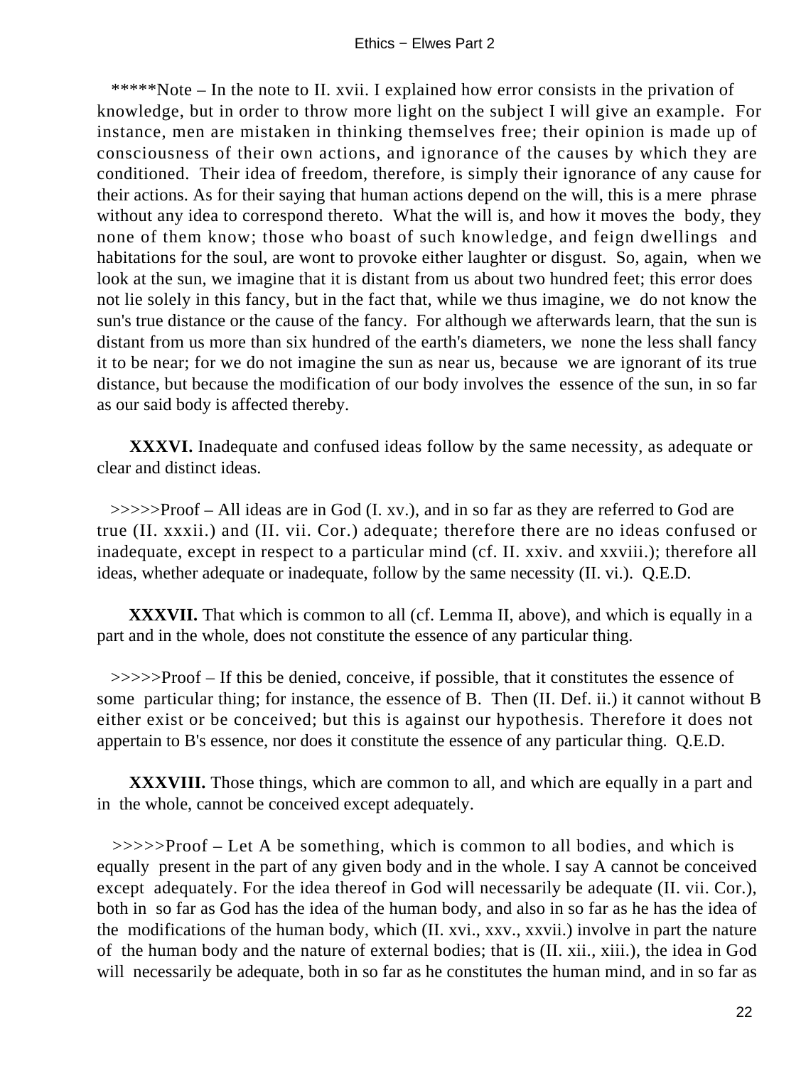*****Note – In the note to II. xvii. I explained how error consists in the privation of knowledge, but in order to throw more light on the subject I will give an example. For instance, men are mistaken in thinking themselves free; their opinion is made up of consciousness of their own actions, and ignorance of the causes by which they are conditioned. Their idea of freedom, therefore, is simply their ignorance of any cause for their actions. As for their saying that human actions depend on the will, this is a mere phrase without any idea to correspond thereto. What the will is, and how it moves the body, they none of them know; those who boast of such knowledge, and feign dwellings and habitations for the soul, are wont to provoke either laughter or disgust. So, again, when we look at the sun, we imagine that it is distant from us about two hundred feet; this error does not lie solely in this fancy, but in the fact that, while we thus imagine, we do not know the sun's true distance or the cause of the fancy. For although we afterwards learn, that the sun is distant from us more than six hundred of the earth's diameters, we none the less shall fancy it to be near; for we do not imagine the sun as near us, because we are ignorant of its true distance, but because the modification of our body involves the essence of the sun, in so far as our said body is affected thereby.

**XXXVI.** Inadequate and confused ideas follow by the same necessity, as adequate or clear and distinct ideas.

>>>>>Proof – All ideas are in God (I. xv.), and in so far as they are referred to God are true (II. xxxii.) and (II. vii. Cor.) adequate; therefore there are no ideas confused or inadequate, except in respect to a particular mind (cf. II. xxiv. and xxviii.); therefore all ideas, whether adequate or inadequate, follow by the same necessity (II. vi.). Q.E.D.

**XXXVII.** That which is common to all (cf. Lemma II, above), and which is equally in a part and in the whole, does not constitute the essence of any particular thing.

>>>>>Proof – If this be denied, conceive, if possible, that it constitutes the essence of some particular thing; for instance, the essence of B. Then (II. Def. ii.) it cannot without B either exist or be conceived; but this is against our hypothesis. Therefore it does not appertain to B's essence, nor does it constitute the essence of any particular thing. Q.E.D.

**XXXVIII.** Those things, which are common to all, and which are equally in a part and in the whole, cannot be conceived except adequately.

>>>>>Proof – Let A be something, which is common to all bodies, and which is equally present in the part of any given body and in the whole. I say A cannot be conceived except adequately. For the idea thereof in God will necessarily be adequate (II. vii. Cor.), both in so far as God has the idea of the human body, and also in so far as he has the idea of the modifications of the human body, which (II. xvi., xxv., xxvii.) involve in part the nature of the human body and the nature of external bodies; that is (II. xii., xiii.), the idea in God will necessarily be adequate, both in so far as he constitutes the human mind, and in so far as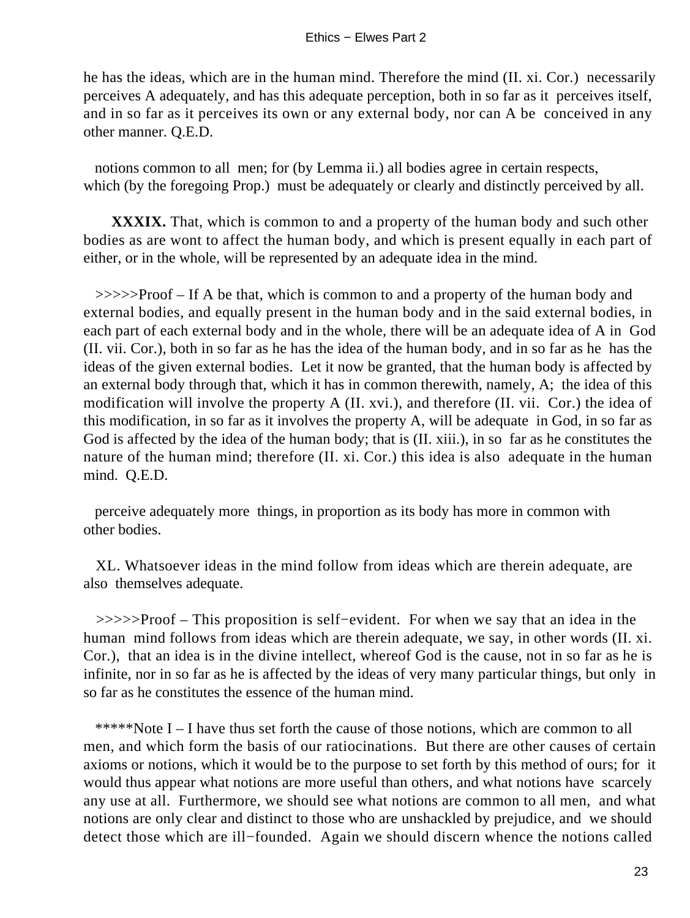he has the ideas, which are in the human mind. Therefore the mind (II. xi. Cor.) necessarily perceives A adequately, and has this adequate perception, both in so far as it perceives itself, and in so far as it perceives its own or any external body, nor can A be conceived in any other manner. Q.E.D.

notions common to all men; for (by Lemma ii.) all bodies agree in certain respects, which (by the foregoing Prop.) must be adequately or clearly and distinctly perceived by all.

**XXXIX.** That, which is common to and a property of the human body and such other bodies as are wont to affect the human body, and which is present equally in each part of either, or in the whole, will be represented by an adequate idea in the mind.

>>>>>Proof – If A be that, which is common to and a property of the human body and external bodies, and equally present in the human body and in the said external bodies, in each part of each external body and in the whole, there will be an adequate idea of A in God (II. vii. Cor.), both in so far as he has the idea of the human body, and in so far as he has the ideas of the given external bodies. Let it now be granted, that the human body is affected by an external body through that, which it has in common therewith, namely, A; the idea of this modification will involve the property A (II. xvi.), and therefore (II. vii. Cor.) the idea of this modification, in so far as it involves the property A, will be adequate in God, in so far as God is affected by the idea of the human body; that is (II. xiii.), in so far as he constitutes the nature of the human mind; therefore (II. xi. Cor.) this idea is also adequate in the human mind. Q.E.D.

perceive adequately more things, in proportion as its body has more in common with other bodies.

XL. Whatsoever ideas in the mind follow from ideas which are therein adequate, are also themselves adequate.

>>>>>Proof – This proposition is self−evident. For when we say that an idea in the human mind follows from ideas which are therein adequate, we say, in other words (II. xi. Cor.), that an idea is in the divine intellect, whereof God is the cause, not in so far as he is infinite, nor in so far as he is affected by the ideas of very many particular things, but only in so far as he constitutes the essence of the human mind.

*****Note I – I have thus set forth the cause of those notions, which are common to all men, and which form the basis of our ratiocinations. But there are other causes of certain axioms or notions, which it would be to the purpose to set forth by this method of ours; for it would thus appear what notions are more useful than others, and what notions have scarcely any use at all. Furthermore, we should see what notions are common to all men, and what notions are only clear and distinct to those who are unshackled by prejudice, and we should detect those which are ill−founded. Again we should discern whence the notions called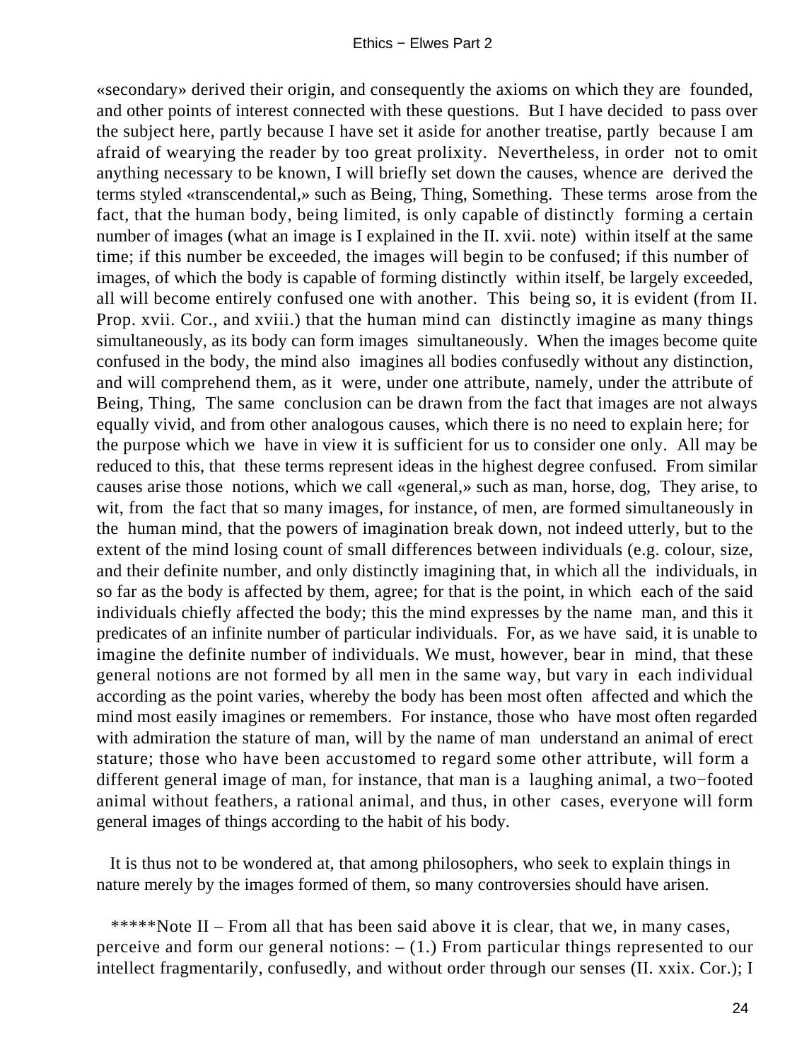«secondary» derived their origin, and consequently the axioms on which they are founded, and other points of interest connected with these questions. But I have decided to pass over the subject here, partly because I have set it aside for another treatise, partly because I am afraid of wearying the reader by too great prolixity. Nevertheless, in order not to omit anything necessary to be known, I will briefly set down the causes, whence are derived the terms styled «transcendental,» such as Being, Thing, Something. These terms arose from the fact, that the human body, being limited, is only capable of distinctly forming a certain number of images (what an image is I explained in the II. xvii. note) within itself at the same time; if this number be exceeded, the images will begin to be confused; if this number of images, of which the body is capable of forming distinctly within itself, be largely exceeded, all will become entirely confused one with another. This being so, it is evident (from II. Prop. xvii. Cor., and xviii.) that the human mind can distinctly imagine as many things simultaneously, as its body can form images simultaneously. When the images become quite confused in the body, the mind also imagines all bodies confusedly without any distinction, and will comprehend them, as it were, under one attribute, namely, under the attribute of Being, Thing, The same conclusion can be drawn from the fact that images are not always equally vivid, and from other analogous causes, which there is no need to explain here; for the purpose which we have in view it is sufficient for us to consider one only. All may be reduced to this, that these terms represent ideas in the highest degree confused. From similar causes arise those notions, which we call «general,» such as man, horse, dog, They arise, to wit, from the fact that so many images, for instance, of men, are formed simultaneously in the human mind, that the powers of imagination break down, not indeed utterly, but to the extent of the mind losing count of small differences between individuals (e.g. colour, size, and their definite number, and only distinctly imagining that, in which all the individuals, in so far as the body is affected by them, agree; for that is the point, in which each of the said individuals chiefly affected the body; this the mind expresses by the name man, and this it predicates of an infinite number of particular individuals. For, as we have said, it is unable to imagine the definite number of individuals. We must, however, bear in mind, that these general notions are not formed by all men in the same way, but vary in each individual according as the point varies, whereby the body has been most often affected and which the mind most easily imagines or remembers. For instance, those who have most often regarded with admiration the stature of man, will by the name of man understand an animal of erect stature; those who have been accustomed to regard some other attribute, will form a different general image of man, for instance, that man is a laughing animal, a two−footed animal without feathers, a rational animal, and thus, in other cases, everyone will form general images of things according to the habit of his body.

It is thus not to be wondered at, that among philosophers, who seek to explain things in nature merely by the images formed of them, so many controversies should have arisen.

*****Note II – From all that has been said above it is clear, that we, in many cases, perceive and form our general notions: – (1.) From particular things represented to our intellect fragmentarily, confusedly, and without order through our senses (II. xxix. Cor.); I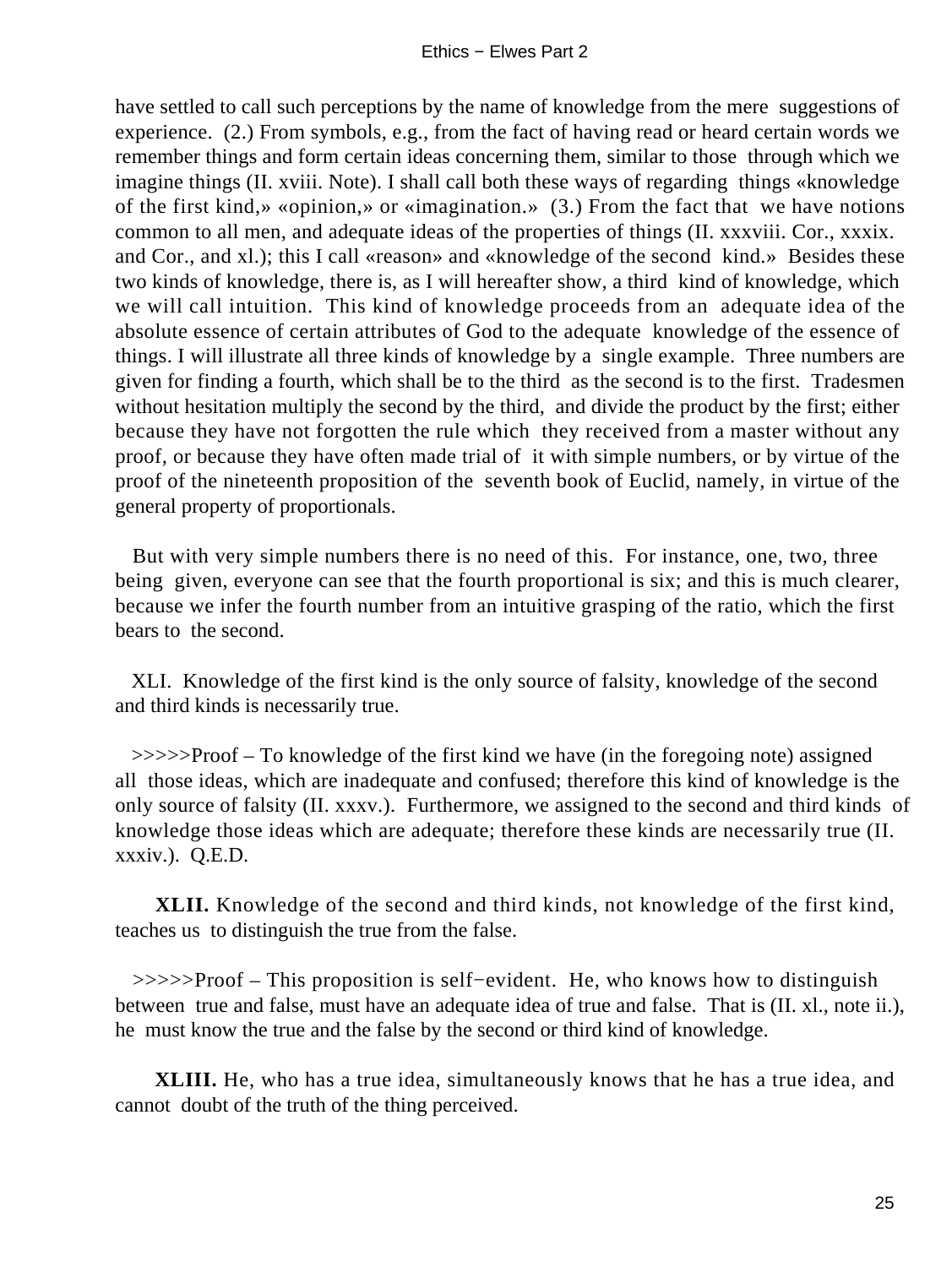have settled to call such perceptions by the name of knowledge from the mere suggestions of experience. (2.) From symbols, e.g., from the fact of having read or heard certain words we remember things and form certain ideas concerning them, similar to those through which we imagine things (II. xviii. Note). I shall call both these ways of regarding things «knowledge of the first kind,» «opinion,» or «imagination.» (3.) From the fact that we have notions common to all men, and adequate ideas of the properties of things (II. xxxviii. Cor., xxxix. and Cor., and xl.); this I call «reason» and «knowledge of the second kind.» Besides these two kinds of knowledge, there is, as I will hereafter show, a third kind of knowledge, which we will call intuition. This kind of knowledge proceeds from an adequate idea of the absolute essence of certain attributes of God to the adequate knowledge of the essence of things. I will illustrate all three kinds of knowledge by a single example. Three numbers are given for finding a fourth, which shall be to the third as the second is to the first. Tradesmen without hesitation multiply the second by the third, and divide the product by the first; either because they have not forgotten the rule which they received from a master without any proof, or because they have often made trial of it with simple numbers, or by virtue of the proof of the nineteenth proposition of the seventh book of Euclid, namely, in virtue of the general property of proportionals.

But with very simple numbers there is no need of this. For instance, one, two, three being given, everyone can see that the fourth proportional is six; and this is much clearer, because we infer the fourth number from an intuitive grasping of the ratio, which the first bears to the second.

XLI. Knowledge of the first kind is the only source of falsity, knowledge of the second and third kinds is necessarily true.

>>>>>Proof – To knowledge of the first kind we have (in the foregoing note) assigned all those ideas, which are inadequate and confused; therefore this kind of knowledge is the only source of falsity (II. xxxv.). Furthermore, we assigned to the second and third kinds of knowledge those ideas which are adequate; therefore these kinds are necessarily true (II. xxxiv.). Q.E.D.

**XLII.** Knowledge of the second and third kinds, not knowledge of the first kind, teaches us to distinguish the true from the false.

>>>>>Proof – This proposition is self−evident. He, who knows how to distinguish between true and false, must have an adequate idea of true and false. That is (II. xl., note ii.), he must know the true and the false by the second or third kind of knowledge.

**XLIII.** He, who has a true idea, simultaneously knows that he has a true idea, and cannot doubt of the truth of the thing perceived.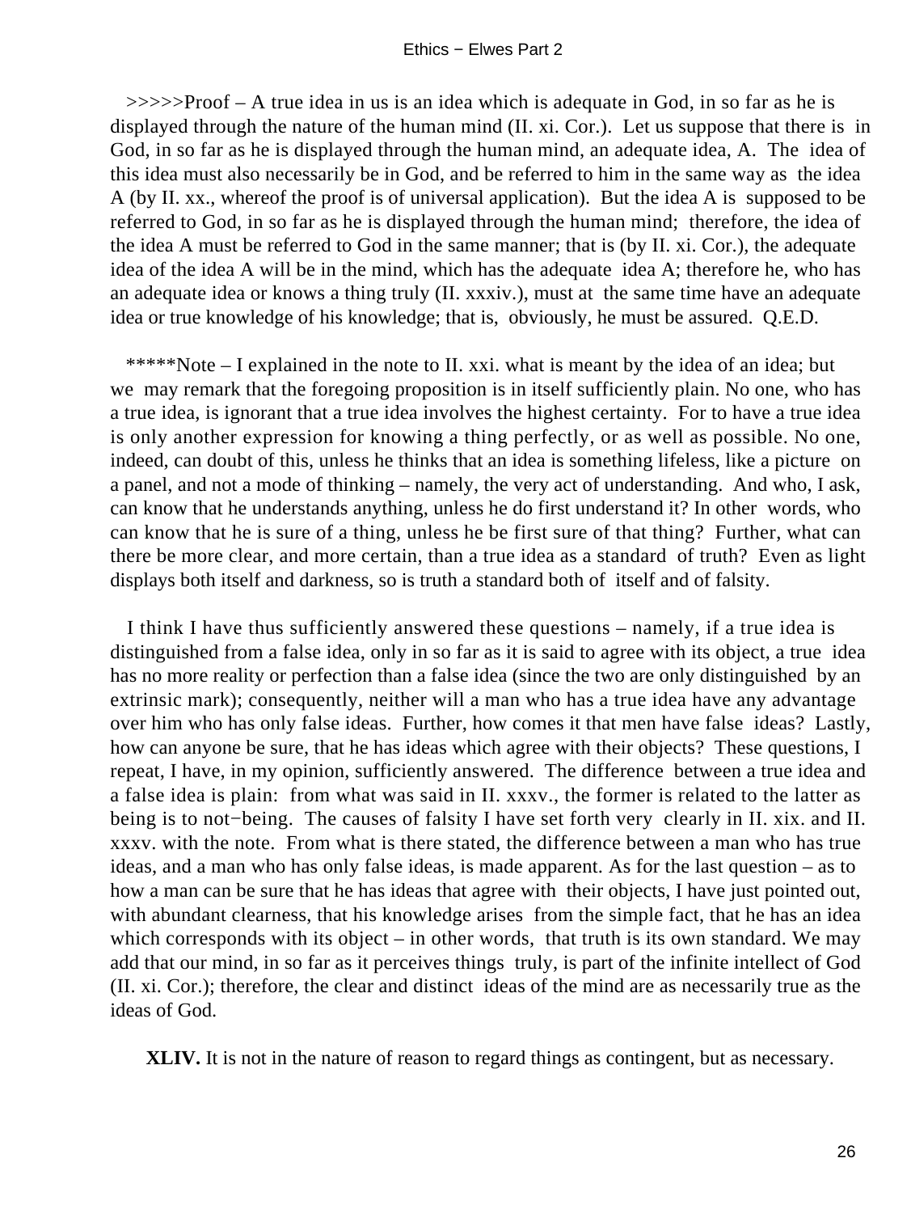>>>>>Proof – A true idea in us is an idea which is adequate in God, in so far as he is displayed through the nature of the human mind (II. xi. Cor.). Let us suppose that there is in God, in so far as he is displayed through the human mind, an adequate idea, A. The idea of this idea must also necessarily be in God, and be referred to him in the same way as the idea A (by II. xx., whereof the proof is of universal application). But the idea A is supposed to be referred to God, in so far as he is displayed through the human mind; therefore, the idea of the idea A must be referred to God in the same manner; that is (by II. xi. Cor.), the adequate idea of the idea A will be in the mind, which has the adequate idea A; therefore he, who has an adequate idea or knows a thing truly (II. xxxiv.), must at the same time have an adequate idea or true knowledge of his knowledge; that is, obviously, he must be assured. Q.E.D.

*****Note – I explained in the note to II. xxi. what is meant by the idea of an idea; but we may remark that the foregoing proposition is in itself sufficiently plain. No one, who has a true idea, is ignorant that a true idea involves the highest certainty. For to have a true idea is only another expression for knowing a thing perfectly, or as well as possible. No one, indeed, can doubt of this, unless he thinks that an idea is something lifeless, like a picture on a panel, and not a mode of thinking – namely, the very act of understanding. And who, I ask, can know that he understands anything, unless he do first understand it? In other words, who can know that he is sure of a thing, unless he be first sure of that thing? Further, what can there be more clear, and more certain, than a true idea as a standard of truth? Even as light displays both itself and darkness, so is truth a standard both of itself and of falsity.

I think I have thus sufficiently answered these questions – namely, if a true idea is distinguished from a false idea, only in so far as it is said to agree with its object, a true idea has no more reality or perfection than a false idea (since the two are only distinguished by an extrinsic mark); consequently, neither will a man who has a true idea have any advantage over him who has only false ideas. Further, how comes it that men have false ideas? Lastly, how can anyone be sure, that he has ideas which agree with their objects? These questions, I repeat, I have, in my opinion, sufficiently answered. The difference between a true idea and a false idea is plain: from what was said in II. xxxv., the former is related to the latter as being is to not−being. The causes of falsity I have set forth very clearly in II. xix. and II. xxxv. with the note. From what is there stated, the difference between a man who has true ideas, and a man who has only false ideas, is made apparent. As for the last question – as to how a man can be sure that he has ideas that agree with their objects, I have just pointed out, with abundant clearness, that his knowledge arises from the simple fact, that he has an idea which corresponds with its object – in other words, that truth is its own standard. We may add that our mind, in so far as it perceives things truly, is part of the infinite intellect of God (II. xi. Cor.); therefore, the clear and distinct ideas of the mind are as necessarily true as the ideas of God.

**XLIV.** It is not in the nature of reason to regard things as contingent, but as necessary.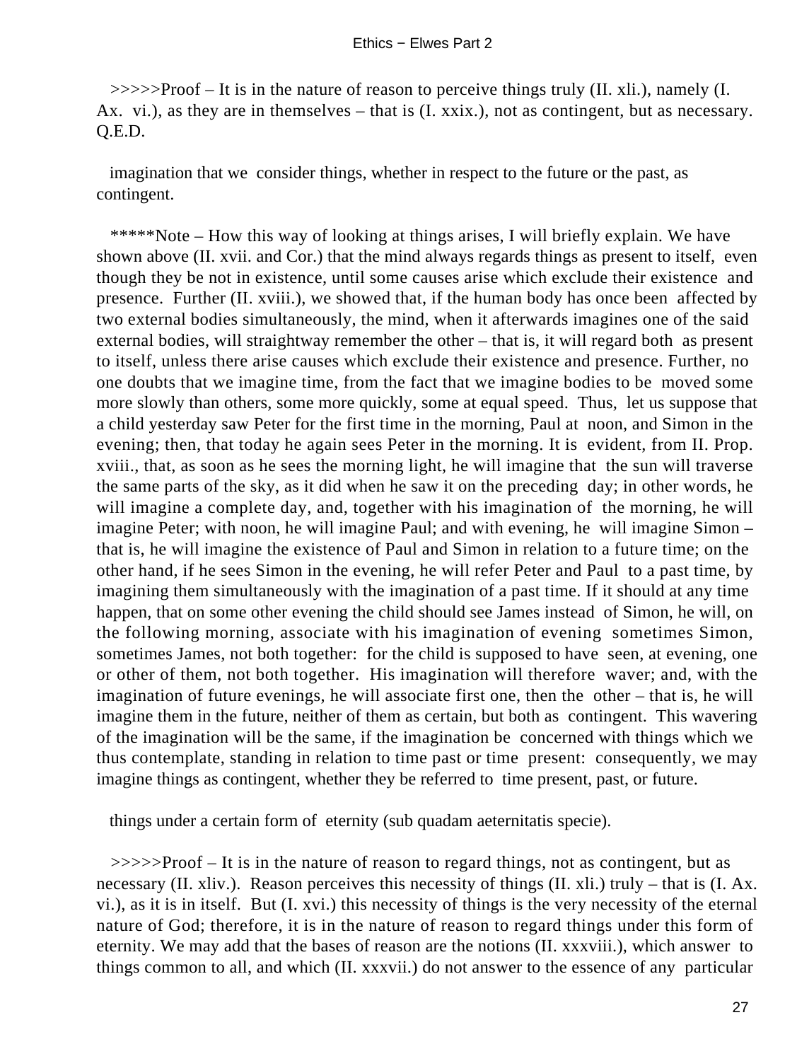>>>>>Proof – It is in the nature of reason to perceive things truly (II. xli.), namely (I. Ax. vi.), as they are in themselves – that is (I. xxix.), not as contingent, but as necessary. Q.E.D.

imagination that we consider things, whether in respect to the future or the past, as contingent.

*****Note – How this way of looking at things arises, I will briefly explain. We have shown above (II. xvii. and Cor.) that the mind always regards things as present to itself, even though they be not in existence, until some causes arise which exclude their existence and presence. Further (II. xviii.), we showed that, if the human body has once been affected by two external bodies simultaneously, the mind, when it afterwards imagines one of the said external bodies, will straightway remember the other – that is, it will regard both as present to itself, unless there arise causes which exclude their existence and presence. Further, no one doubts that we imagine time, from the fact that we imagine bodies to be moved some more slowly than others, some more quickly, some at equal speed. Thus, let us suppose that a child yesterday saw Peter for the first time in the morning, Paul at noon, and Simon in the evening; then, that today he again sees Peter in the morning. It is evident, from II. Prop. xviii., that, as soon as he sees the morning light, he will imagine that the sun will traverse the same parts of the sky, as it did when he saw it on the preceding day; in other words, he will imagine a complete day, and, together with his imagination of the morning, he will imagine Peter; with noon, he will imagine Paul; and with evening, he will imagine Simon – that is, he will imagine the existence of Paul and Simon in relation to a future time; on the other hand, if he sees Simon in the evening, he will refer Peter and Paul to a past time, by imagining them simultaneously with the imagination of a past time. If it should at any time happen, that on some other evening the child should see James instead of Simon, he will, on the following morning, associate with his imagination of evening sometimes Simon, sometimes James, not both together: for the child is supposed to have seen, at evening, one or other of them, not both together. His imagination will therefore waver; and, with the imagination of future evenings, he will associate first one, then the other – that is, he will imagine them in the future, neither of them as certain, but both as contingent. This wavering of the imagination will be the same, if the imagination be concerned with things which we thus contemplate, standing in relation to time past or time present: consequently, we may imagine things as contingent, whether they be referred to time present, past, or future.

things under a certain form of eternity (sub quadam aeternitatis specie).

>>>>>Proof – It is in the nature of reason to regard things, not as contingent, but as necessary (II. xliv.). Reason perceives this necessity of things (II. xli.) truly – that is (I. Ax. vi.), as it is in itself. But (I. xvi.) this necessity of things is the very necessity of the eternal nature of God; therefore, it is in the nature of reason to regard things under this form of eternity. We may add that the bases of reason are the notions (II. xxxviii.), which answer to things common to all, and which (II. xxxvii.) do not answer to the essence of any particular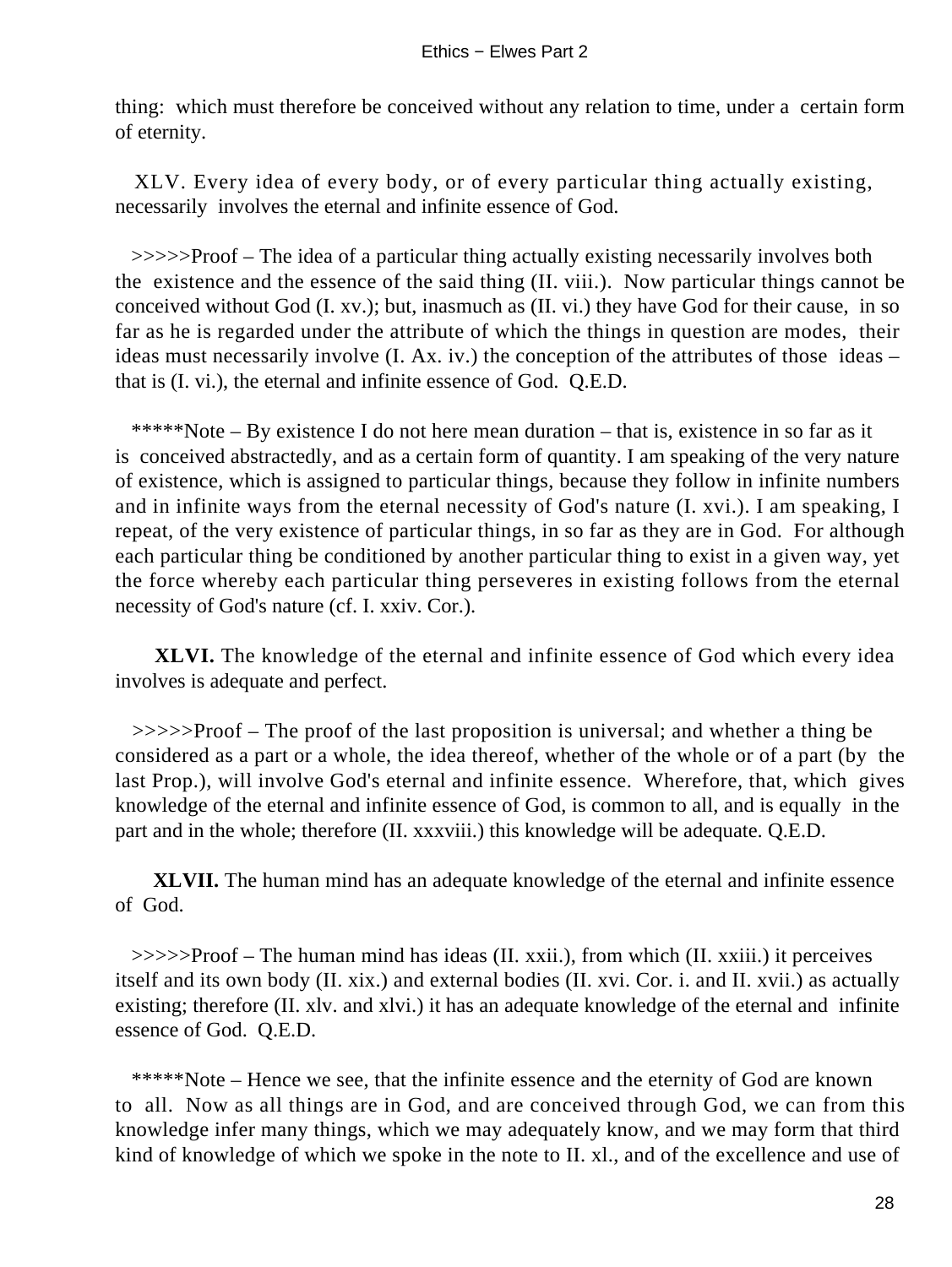thing: which must therefore be conceived without any relation to time, under a certain form of eternity.

XLV. Every idea of every body, or of every particular thing actually existing, necessarily involves the eternal and infinite essence of God.

>>>>>Proof – The idea of a particular thing actually existing necessarily involves both the existence and the essence of the said thing (II. viii.). Now particular things cannot be conceived without God (I. xv.); but, inasmuch as (II. vi.) they have God for their cause, in so far as he is regarded under the attribute of which the things in question are modes, their ideas must necessarily involve (I. Ax. iv.) the conception of the attributes of those ideas – that is (I. vi.), the eternal and infinite essence of God. Q.E.D.

*****Note – By existence I do not here mean duration – that is, existence in so far as it is conceived abstractedly, and as a certain form of quantity. I am speaking of the very nature of existence, which is assigned to particular things, because they follow in infinite numbers and in infinite ways from the eternal necessity of God's nature (I. xvi.). I am speaking, I repeat, of the very existence of particular things, in so far as they are in God. For although each particular thing be conditioned by another particular thing to exist in a given way, yet the force whereby each particular thing perseveres in existing follows from the eternal necessity of God's nature (cf. I. xxiv. Cor.).

**XLVI.** The knowledge of the eternal and infinite essence of God which every idea involves is adequate and perfect.

>>>>>Proof – The proof of the last proposition is universal; and whether a thing be considered as a part or a whole, the idea thereof, whether of the whole or of a part (by the last Prop.), will involve God's eternal and infinite essence. Wherefore, that, which gives knowledge of the eternal and infinite essence of God, is common to all, and is equally in the part and in the whole; therefore (II. xxxviii.) this knowledge will be adequate. Q.E.D.

**XLVII.** The human mind has an adequate knowledge of the eternal and infinite essence of God.

>>>>>Proof – The human mind has ideas (II. xxii.), from which (II. xxiii.) it perceives itself and its own body (II. xix.) and external bodies (II. xvi. Cor. i. and II. xvii.) as actually existing; therefore (II. xlv. and xlvi.) it has an adequate knowledge of the eternal and infinite essence of God. Q.E.D.

*****Note – Hence we see, that the infinite essence and the eternity of God are known to all. Now as all things are in God, and are conceived through God, we can from this knowledge infer many things, which we may adequately know, and we may form that third kind of knowledge of which we spoke in the note to II. xl., and of the excellence and use of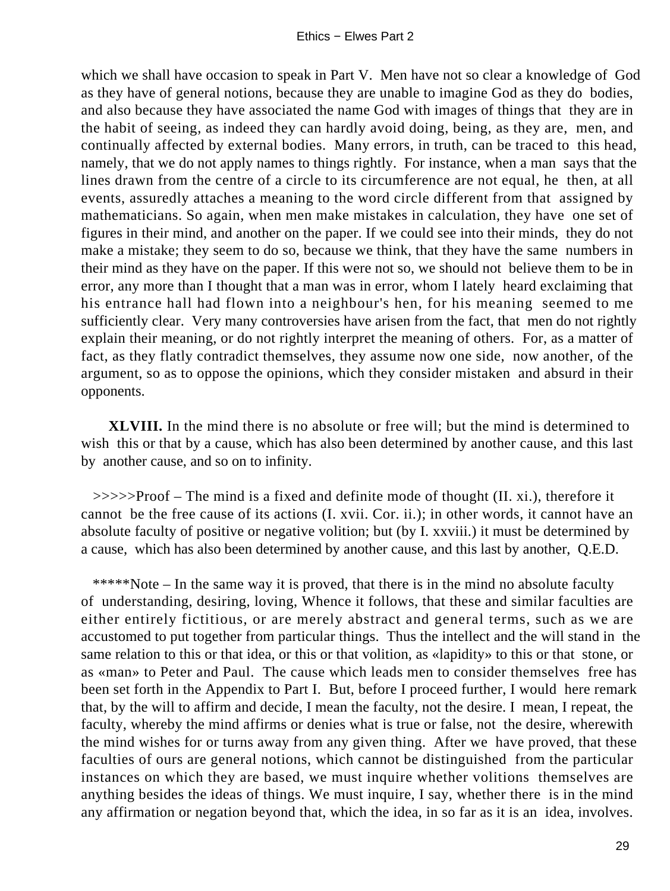which we shall have occasion to speak in Part V. Men have not so clear a knowledge of God as they have of general notions, because they are unable to imagine God as they do bodies, and also because they have associated the name God with images of things that they are in the habit of seeing, as indeed they can hardly avoid doing, being, as they are, men, and continually affected by external bodies. Many errors, in truth, can be traced to this head, namely, that we do not apply names to things rightly. For instance, when a man says that the lines drawn from the centre of a circle to its circumference are not equal, he then, at all events, assuredly attaches a meaning to the word circle different from that assigned by mathematicians. So again, when men make mistakes in calculation, they have one set of figures in their mind, and another on the paper. If we could see into their minds, they do not make a mistake; they seem to do so, because we think, that they have the same numbers in their mind as they have on the paper. If this were not so, we should not believe them to be in error, any more than I thought that a man was in error, whom I lately heard exclaiming that his entrance hall had flown into a neighbour's hen, for his meaning seemed to me sufficiently clear. Very many controversies have arisen from the fact, that men do not rightly explain their meaning, or do not rightly interpret the meaning of others. For, as a matter of fact, as they flatly contradict themselves, they assume now one side, now another, of the argument, so as to oppose the opinions, which they consider mistaken and absurd in their opponents.

**XLVIII.** In the mind there is no absolute or free will; but the mind is determined to wish this or that by a cause, which has also been determined by another cause, and this last by another cause, and so on to infinity.

>>>>>Proof – The mind is a fixed and definite mode of thought (II. xi.), therefore it cannot be the free cause of its actions (I. xvii. Cor. ii.); in other words, it cannot have an absolute faculty of positive or negative volition; but (by I. xxviii.) it must be determined by a cause, which has also been determined by another cause, and this last by another, Q.E.D.

*****Note – In the same way it is proved, that there is in the mind no absolute faculty of understanding, desiring, loving, Whence it follows, that these and similar faculties are either entirely fictitious, or are merely abstract and general terms, such as we are accustomed to put together from particular things. Thus the intellect and the will stand in the same relation to this or that idea, or this or that volition, as «lapidity» to this or that stone, or as «man» to Peter and Paul. The cause which leads men to consider themselves free has been set forth in the Appendix to Part I. But, before I proceed further, I would here remark that, by the will to affirm and decide, I mean the faculty, not the desire. I mean, I repeat, the faculty, whereby the mind affirms or denies what is true or false, not the desire, wherewith the mind wishes for or turns away from any given thing. After we have proved, that these faculties of ours are general notions, which cannot be distinguished from the particular instances on which they are based, we must inquire whether volitions themselves are anything besides the ideas of things. We must inquire, I say, whether there is in the mind any affirmation or negation beyond that, which the idea, in so far as it is an idea, involves.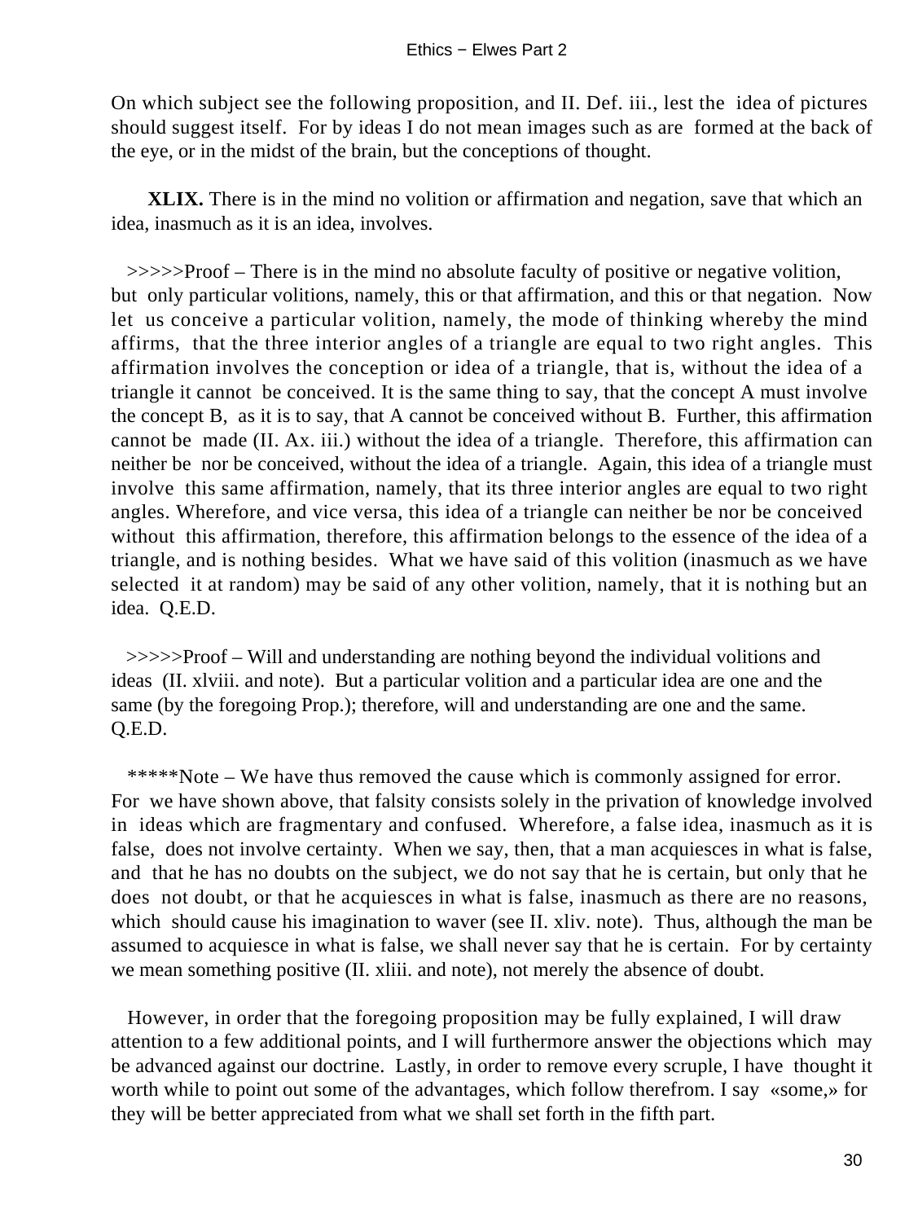On which subject see the following proposition, and II. Def. iii., lest the idea of pictures should suggest itself. For by ideas I do not mean images such as are formed at the back of the eye, or in the midst of the brain, but the conceptions of thought.

**XLIX.** There is in the mind no volition or affirmation and negation, save that which an idea, inasmuch as it is an idea, involves.

>>>>>Proof – There is in the mind no absolute faculty of positive or negative volition, but only particular volitions, namely, this or that affirmation, and this or that negation. Now let us conceive a particular volition, namely, the mode of thinking whereby the mind affirms, that the three interior angles of a triangle are equal to two right angles. This affirmation involves the conception or idea of a triangle, that is, without the idea of a triangle it cannot be conceived. It is the same thing to say, that the concept A must involve the concept B, as it is to say, that A cannot be conceived without B. Further, this affirmation cannot be made (II. Ax. iii.) without the idea of a triangle. Therefore, this affirmation can neither be nor be conceived, without the idea of a triangle. Again, this idea of a triangle must involve this same affirmation, namely, that its three interior angles are equal to two right angles. Wherefore, and vice versa, this idea of a triangle can neither be nor be conceived without this affirmation, therefore, this affirmation belongs to the essence of the idea of a triangle, and is nothing besides. What we have said of this volition (inasmuch as we have selected it at random) may be said of any other volition, namely, that it is nothing but an idea. Q.E.D.

>>>>>Proof – Will and understanding are nothing beyond the individual volitions and ideas (II. xlviii. and note). But a particular volition and a particular idea are one and the same (by the foregoing Prop.); therefore, will and understanding are one and the same. Q.E.D.

*****Note – We have thus removed the cause which is commonly assigned for error. For we have shown above, that falsity consists solely in the privation of knowledge involved in ideas which are fragmentary and confused. Wherefore, a false idea, inasmuch as it is false, does not involve certainty. When we say, then, that a man acquiesces in what is false, and that he has no doubts on the subject, we do not say that he is certain, but only that he does not doubt, or that he acquiesces in what is false, inasmuch as there are no reasons, which should cause his imagination to waver (see II. xliv. note). Thus, although the man be assumed to acquiesce in what is false, we shall never say that he is certain. For by certainty we mean something positive (II. xliii. and note), not merely the absence of doubt.

However, in order that the foregoing proposition may be fully explained, I will draw attention to a few additional points, and I will furthermore answer the objections which may be advanced against our doctrine. Lastly, in order to remove every scruple, I have thought it worth while to point out some of the advantages, which follow therefrom. I say «some,» for they will be better appreciated from what we shall set forth in the fifth part.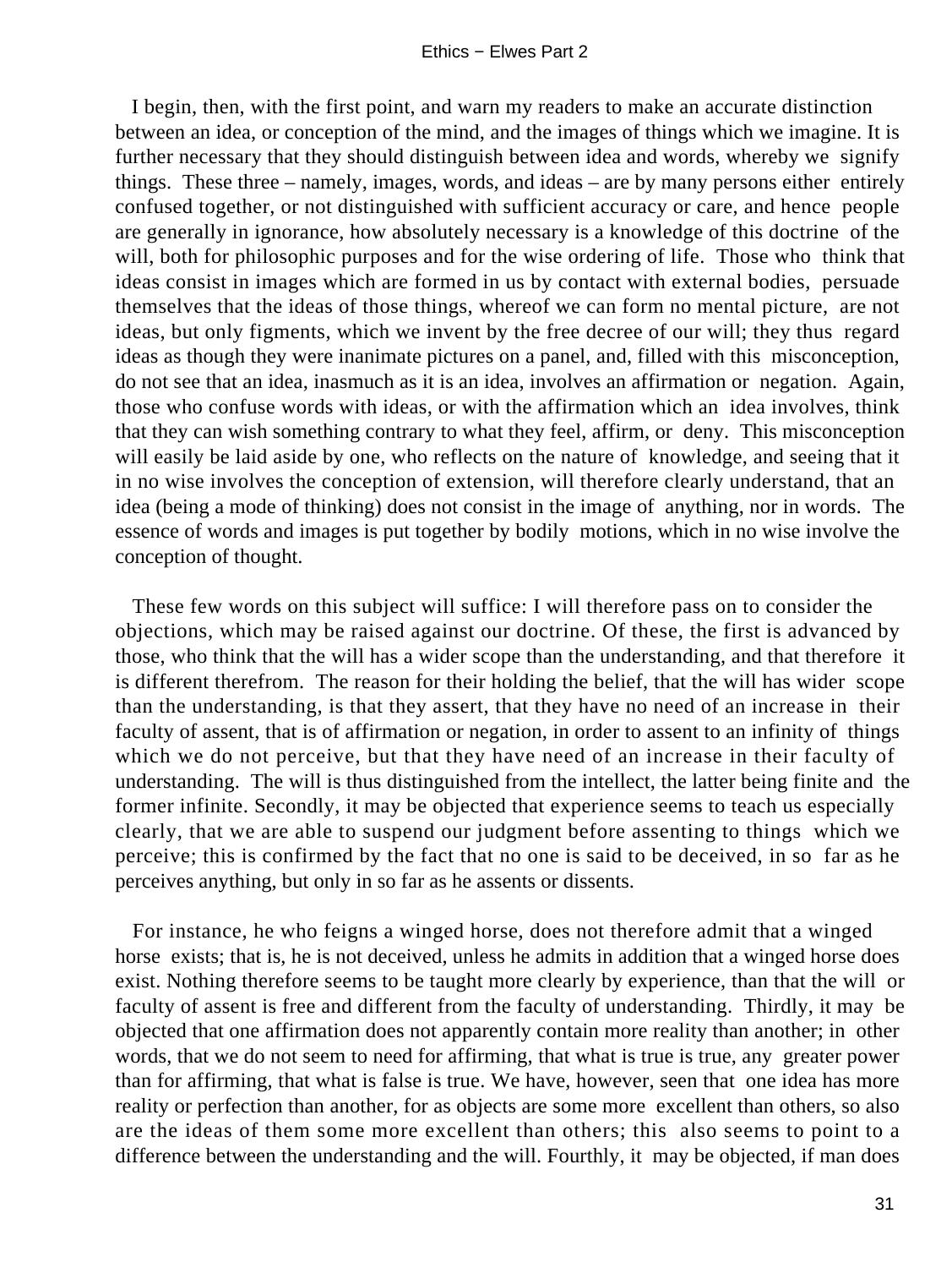I begin, then, with the first point, and warn my readers to make an accurate distinction between an idea, or conception of the mind, and the images of things which we imagine. It is further necessary that they should distinguish between idea and words, whereby we signify things. These three – namely, images, words, and ideas – are by many persons either entirely confused together, or not distinguished with sufficient accuracy or care, and hence people are generally in ignorance, how absolutely necessary is a knowledge of this doctrine of the will, both for philosophic purposes and for the wise ordering of life. Those who think that ideas consist in images which are formed in us by contact with external bodies, persuade themselves that the ideas of those things, whereof we can form no mental picture, are not ideas, but only figments, which we invent by the free decree of our will; they thus regard ideas as though they were inanimate pictures on a panel, and, filled with this misconception, do not see that an idea, inasmuch as it is an idea, involves an affirmation or negation. Again, those who confuse words with ideas, or with the affirmation which an idea involves, think that they can wish something contrary to what they feel, affirm, or deny. This misconception will easily be laid aside by one, who reflects on the nature of knowledge, and seeing that it in no wise involves the conception of extension, will therefore clearly understand, that an idea (being a mode of thinking) does not consist in the image of anything, nor in words. The essence of words and images is put together by bodily motions, which in no wise involve the conception of thought.

These few words on this subject will suffice: I will therefore pass on to consider the objections, which may be raised against our doctrine. Of these, the first is advanced by those, who think that the will has a wider scope than the understanding, and that therefore it is different therefrom. The reason for their holding the belief, that the will has wider scope than the understanding, is that they assert, that they have no need of an increase in their faculty of assent, that is of affirmation or negation, in order to assent to an infinity of things which we do not perceive, but that they have need of an increase in their faculty of understanding. The will is thus distinguished from the intellect, the latter being finite and the former infinite. Secondly, it may be objected that experience seems to teach us especially clearly, that we are able to suspend our judgment before assenting to things which we perceive; this is confirmed by the fact that no one is said to be deceived, in so far as he perceives anything, but only in so far as he assents or dissents.

For instance, he who feigns a winged horse, does not therefore admit that a winged horse exists; that is, he is not deceived, unless he admits in addition that a winged horse does exist. Nothing therefore seems to be taught more clearly by experience, than that the will or faculty of assent is free and different from the faculty of understanding. Thirdly, it may be objected that one affirmation does not apparently contain more reality than another; in other words, that we do not seem to need for affirming, that what is true is true, any greater power than for affirming, that what is false is true. We have, however, seen that one idea has more reality or perfection than another, for as objects are some more excellent than others, so also are the ideas of them some more excellent than others; this also seems to point to a difference between the understanding and the will. Fourthly, it may be objected, if man does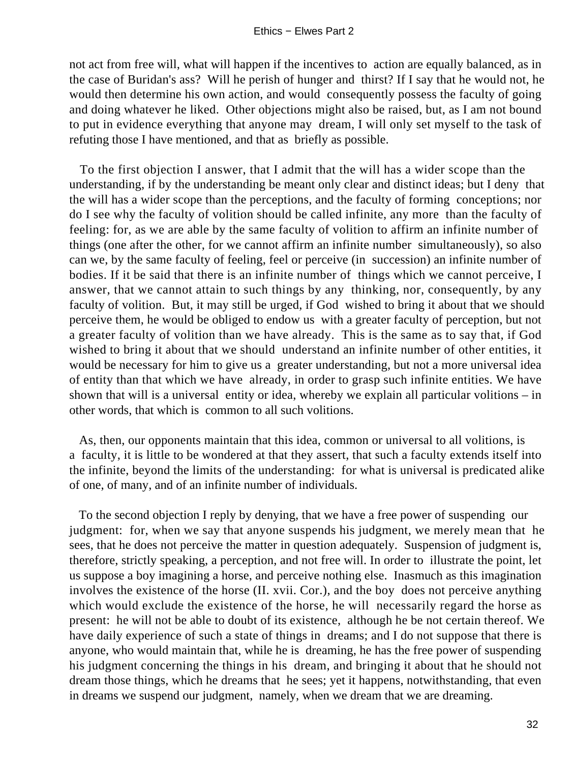not act from free will, what will happen if the incentives to action are equally balanced, as in the case of Buridan's ass? Will he perish of hunger and thirst? If I say that he would not, he would then determine his own action, and would consequently possess the faculty of going and doing whatever he liked. Other objections might also be raised, but, as I am not bound to put in evidence everything that anyone may dream, I will only set myself to the task of refuting those I have mentioned, and that as briefly as possible.

To the first objection I answer, that I admit that the will has a wider scope than the understanding, if by the understanding be meant only clear and distinct ideas; but I deny that the will has a wider scope than the perceptions, and the faculty of forming conceptions; nor do I see why the faculty of volition should be called infinite, any more than the faculty of feeling: for, as we are able by the same faculty of volition to affirm an infinite number of things (one after the other, for we cannot affirm an infinite number simultaneously), so also can we, by the same faculty of feeling, feel or perceive (in succession) an infinite number of bodies. If it be said that there is an infinite number of things which we cannot perceive, I answer, that we cannot attain to such things by any thinking, nor, consequently, by any faculty of volition. But, it may still be urged, if God wished to bring it about that we should perceive them, he would be obliged to endow us with a greater faculty of perception, but not a greater faculty of volition than we have already. This is the same as to say that, if God wished to bring it about that we should understand an infinite number of other entities, it would be necessary for him to give us a greater understanding, but not a more universal idea of entity than that which we have already, in order to grasp such infinite entities. We have shown that will is a universal entity or idea, whereby we explain all particular volitions – in other words, that which is common to all such volitions.

As, then, our opponents maintain that this idea, common or universal to all volitions, is a faculty, it is little to be wondered at that they assert, that such a faculty extends itself into the infinite, beyond the limits of the understanding: for what is universal is predicated alike of one, of many, and of an infinite number of individuals.

To the second objection I reply by denying, that we have a free power of suspending our judgment: for, when we say that anyone suspends his judgment, we merely mean that he sees, that he does not perceive the matter in question adequately. Suspension of judgment is, therefore, strictly speaking, a perception, and not free will. In order to illustrate the point, let us suppose a boy imagining a horse, and perceive nothing else. Inasmuch as this imagination involves the existence of the horse (II. xvii. Cor.), and the boy does not perceive anything which would exclude the existence of the horse, he will necessarily regard the horse as present: he will not be able to doubt of its existence, although he be not certain thereof. We have daily experience of such a state of things in dreams; and I do not suppose that there is anyone, who would maintain that, while he is dreaming, he has the free power of suspending his judgment concerning the things in his dream, and bringing it about that he should not dream those things, which he dreams that he sees; yet it happens, notwithstanding, that even in dreams we suspend our judgment, namely, when we dream that we are dreaming.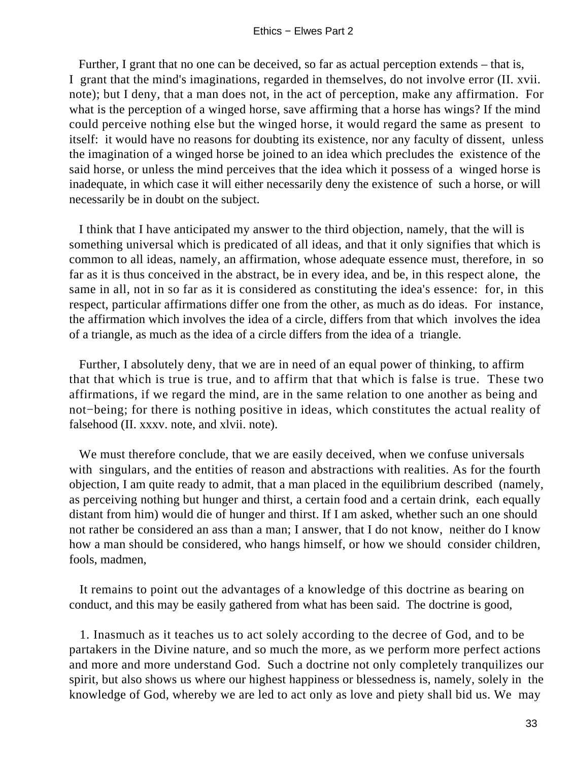Further, I grant that no one can be deceived, so far as actual perception extends – that is, I grant that the mind's imaginations, regarded in themselves, do not involve error (II. xvii. note); but I deny, that a man does not, in the act of perception, make any affirmation. For what is the perception of a winged horse, save affirming that a horse has wings? If the mind could perceive nothing else but the winged horse, it would regard the same as present to itself: it would have no reasons for doubting its existence, nor any faculty of dissent, unless the imagination of a winged horse be joined to an idea which precludes the existence of the said horse, or unless the mind perceives that the idea which it possess of a winged horse is inadequate, in which case it will either necessarily deny the existence of such a horse, or will necessarily be in doubt on the subject.

I think that I have anticipated my answer to the third objection, namely, that the will is something universal which is predicated of all ideas, and that it only signifies that which is common to all ideas, namely, an affirmation, whose adequate essence must, therefore, in so far as it is thus conceived in the abstract, be in every idea, and be, in this respect alone, the same in all, not in so far as it is considered as constituting the idea's essence: for, in this respect, particular affirmations differ one from the other, as much as do ideas. For instance, the affirmation which involves the idea of a circle, differs from that which involves the idea of a triangle, as much as the idea of a circle differs from the idea of a triangle.

Further, I absolutely deny, that we are in need of an equal power of thinking, to affirm that that which is true is true, and to affirm that that which is false is true. These two affirmations, if we regard the mind, are in the same relation to one another as being and not−being; for there is nothing positive in ideas, which constitutes the actual reality of falsehood (II. xxxv. note, and xlvii. note).

We must therefore conclude, that we are easily deceived, when we confuse universals with singulars, and the entities of reason and abstractions with realities. As for the fourth objection, I am quite ready to admit, that a man placed in the equilibrium described (namely, as perceiving nothing but hunger and thirst, a certain food and a certain drink, each equally distant from him) would die of hunger and thirst. If I am asked, whether such an one should not rather be considered an ass than a man; I answer, that I do not know, neither do I know how a man should be considered, who hangs himself, or how we should consider children, fools, madmen,

It remains to point out the advantages of a knowledge of this doctrine as bearing on conduct, and this may be easily gathered from what has been said. The doctrine is good,

1. Inasmuch as it teaches us to act solely according to the decree of God, and to be partakers in the Divine nature, and so much the more, as we perform more perfect actions and more and more understand God. Such a doctrine not only completely tranquilizes our spirit, but also shows us where our highest happiness or blessedness is, namely, solely in the knowledge of God, whereby we are led to act only as love and piety shall bid us. We may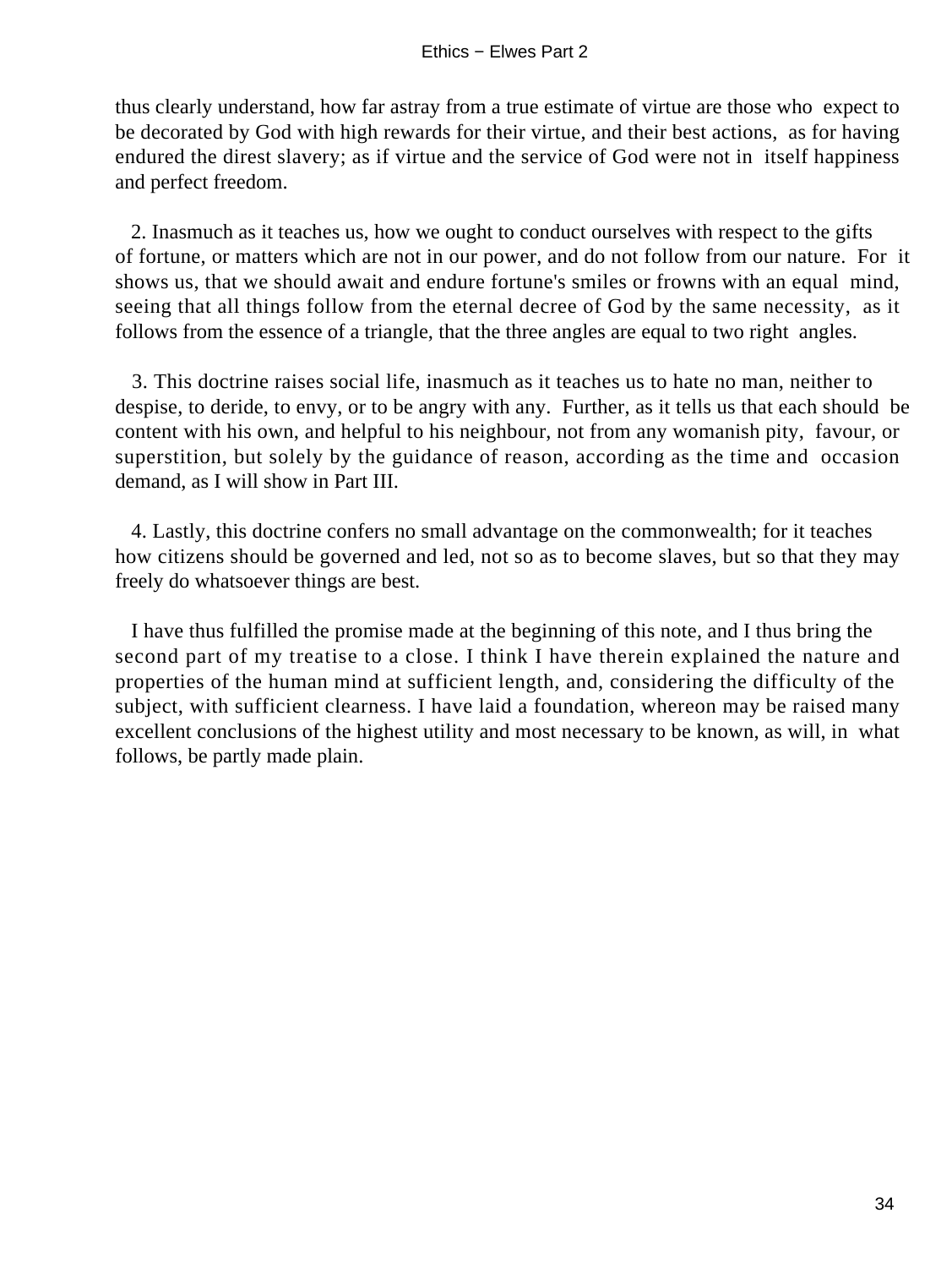thus clearly understand, how far astray from a true estimate of virtue are those who expect to be decorated by God with high rewards for their virtue, and their best actions, as for having endured the direst slavery; as if virtue and the service of God were not in itself happiness and perfect freedom.

2. Inasmuch as it teaches us, how we ought to conduct ourselves with respect to the gifts of fortune, or matters which are not in our power, and do not follow from our nature. For it shows us, that we should await and endure fortune's smiles or frowns with an equal mind, seeing that all things follow from the eternal decree of God by the same necessity, as it follows from the essence of a triangle, that the three angles are equal to two right angles.

3. This doctrine raises social life, inasmuch as it teaches us to hate no man, neither to despise, to deride, to envy, or to be angry with any. Further, as it tells us that each should be content with his own, and helpful to his neighbour, not from any womanish pity, favour, or superstition, but solely by the guidance of reason, according as the time and occasion demand, as I will show in Part III.

4. Lastly, this doctrine confers no small advantage on the commonwealth; for it teaches how citizens should be governed and led, not so as to become slaves, but so that they may freely do whatsoever things are best.

I have thus fulfilled the promise made at the beginning of this note, and I thus bring the second part of my treatise to a close. I think I have therein explained the nature and properties of the human mind at sufficient length, and, considering the difficulty of the subject, with sufficient clearness. I have laid a foundation, whereon may be raised many excellent conclusions of the highest utility and most necessary to be known, as will, in what follows, be partly made plain.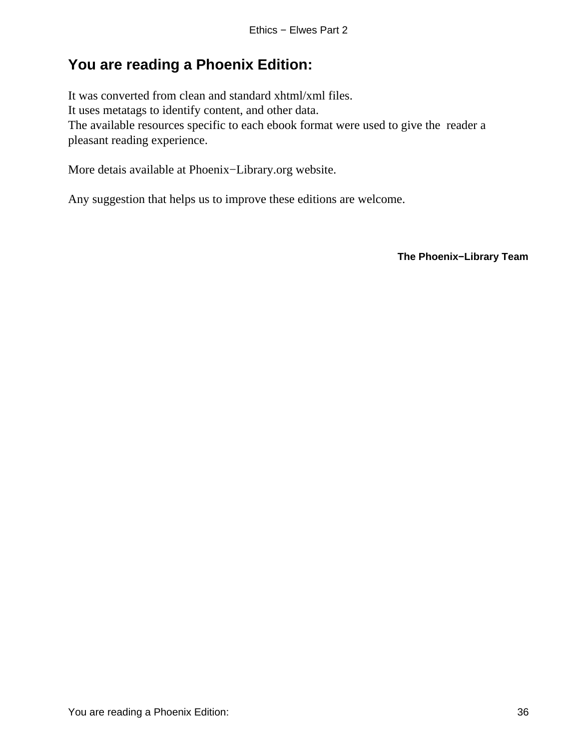## You are reading a Phoenix Edition:

It was converted from clean and standard xhtml/xml files.
It uses metatags to identify content, and other data.
The available resources specific to each ebook format were used to give the reader a pleasant reading experience.

More detais available at Phoenix−Library.org website.

Any suggestion that helps us to improve these editions are welcome.

**The Phoenix−Library Team**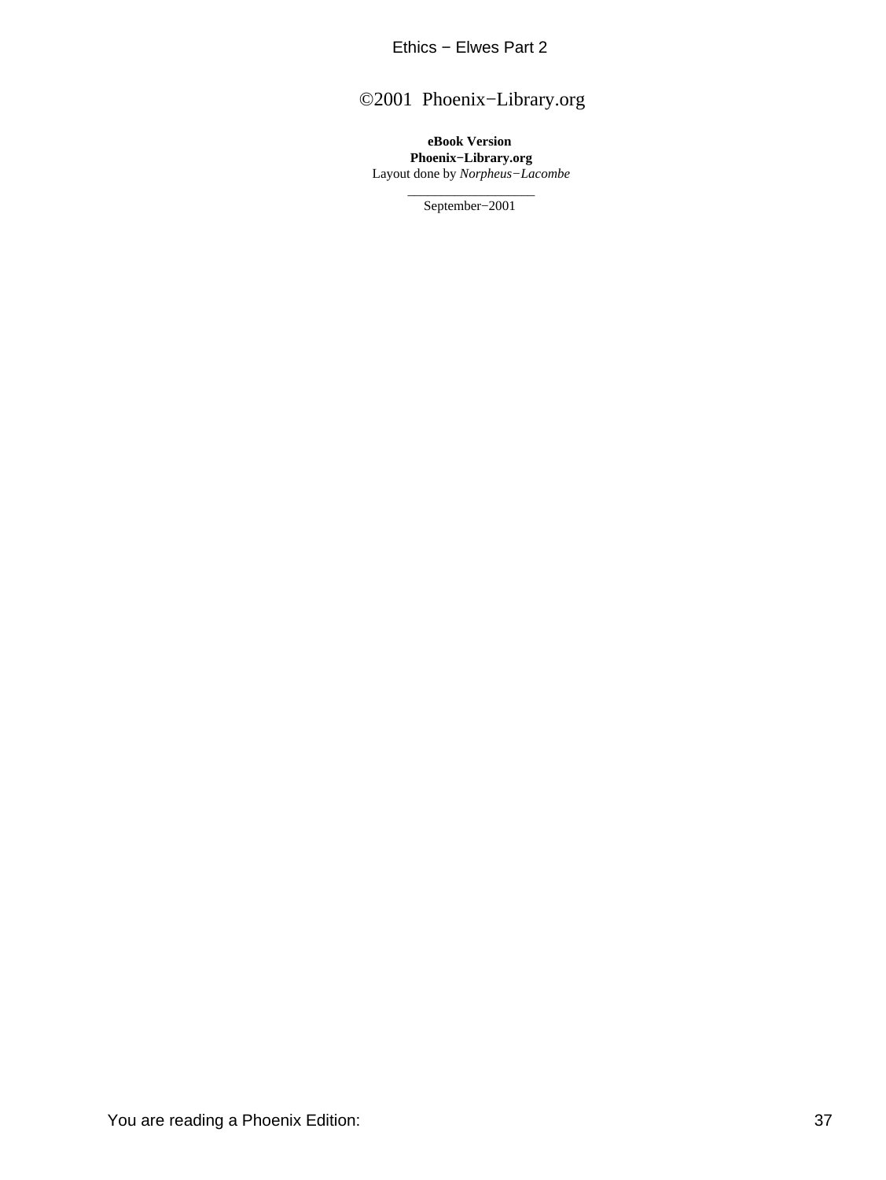©2001 Phoenix−Library.org

**eBook Version**
**Phoenix−Library.org**
Layout done by *Norpheus−Lacombe*

\_\_\_\_\_\_\_\_\_\_\_\_\_\_\_\_\_\_\_\_

September−2001